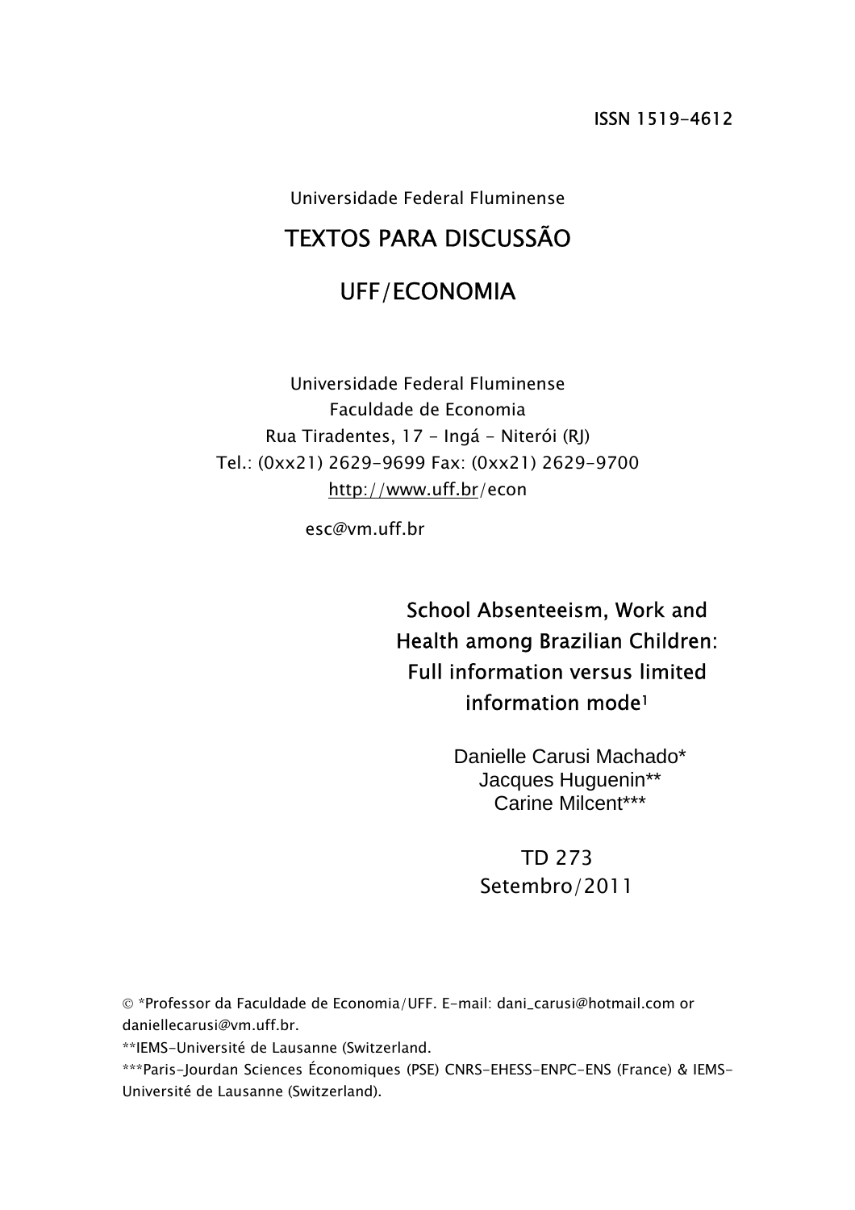ISSN 1519-4612

Universidade Federal Fluminense

# TEXTOS PARA DISCUSSÃO

# UFF/ECONOMIA

Universidade Federal Fluminense
Faculdade de Economia
Rua Tiradentes, 17 - Ingá - Niterói (RJ)
Tel.: (0xx21) 2629-9699 Fax: (0xx21) 2629-9700
http://www.uff.br/econ

esc@vm.uff.br

## School Absenteeism, Work and Health among Brazilian Children: Full information versus limited information mode[1]

Danielle Carusi Machado*
Jacques Huguenin**
Carine Milcent***

TD 273
Setembro/2011

© *Professor da Faculdade de Economia/UFF. E-mail: dani_carusi@hotmail.com or daniellecarusi@vm.uff.br.

**IEMS-Université de Lausanne (Switzerland.

***Paris-Jourdan Sciences Économiques (PSE) CNRS-EHESS-ENPC-ENS (France) & IEMS-Université de Lausanne (Switzerland).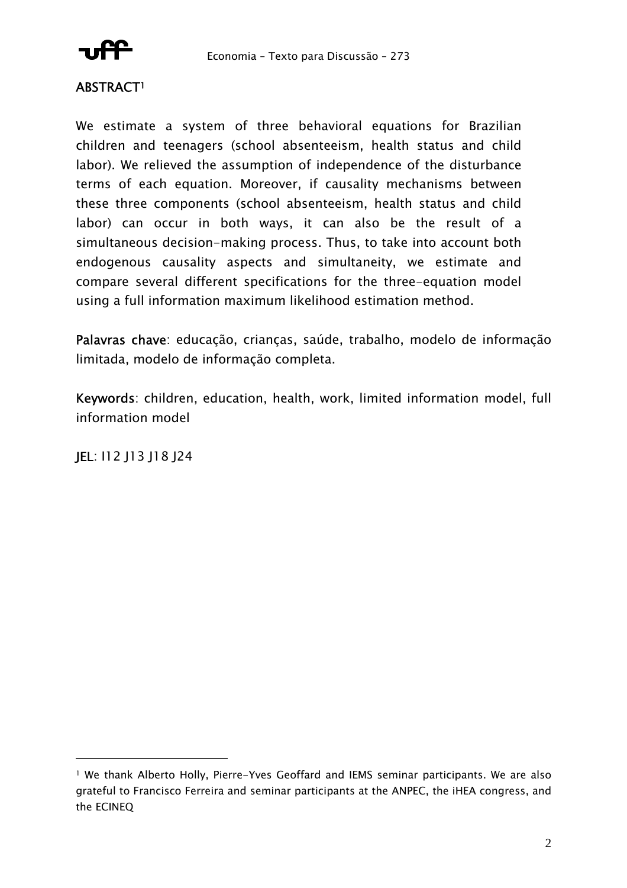## ABSTRACT[1]

We estimate a system of three behavioral equations for Brazilian children and teenagers (school absenteeism, health status and child labor). We relieved the assumption of independence of the disturbance terms of each equation. Moreover, if causality mechanisms between these three components (school absenteeism, health status and child labor) can occur in both ways, it can also be the result of a simultaneous decision-making process. Thus, to take into account both endogenous causality aspects and simultaneity, we estimate and compare several different specifications for the three-equation model using a full information maximum likelihood estimation method.

**Palavras chave**: educação, crianças, saúde, trabalho, modelo de informação limitada, modelo de informação completa.

**Keywords**: children, education, health, work, limited information model, full information model

**JEL**: I12 J13 J18 J24

[1] We thank Alberto Holly, Pierre-Yves Geoffard and IEMS seminar participants. We are also grateful to Francisco Ferreira and seminar participants at the ANPEC, the iHEA congress, and the ECINEQ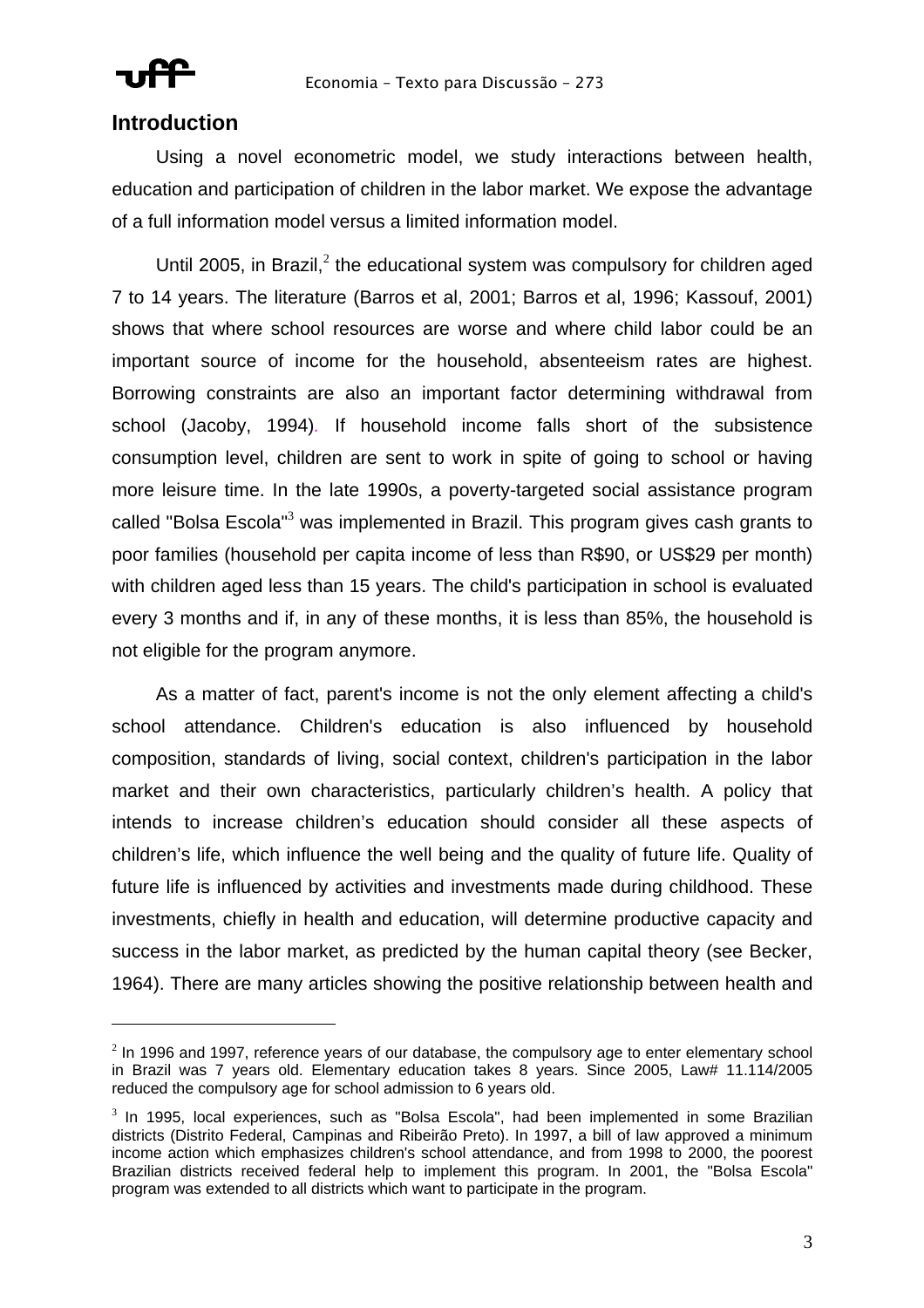## Introduction

Using a novel econometric model, we study interactions between health, education and participation of children in the labor market. We expose the advantage of a full information model versus a limited information model.

Until 2005, in Brazil,[2] the educational system was compulsory for children aged 7 to 14 years. The literature (Barros et al, 2001; Barros et al, 1996; Kassouf, 2001) shows that where school resources are worse and where child labor could be an important source of income for the household, absenteeism rates are highest. Borrowing constraints are also an important factor determining withdrawal from school (Jacoby, 1994). If household income falls short of the subsistence consumption level, children are sent to work in spite of going to school or having more leisure time. In the late 1990s, a poverty-targeted social assistance program called "Bolsa Escola"[3] was implemented in Brazil. This program gives cash grants to poor families (household per capita income of less than R$90, or US$29 per month) with children aged less than 15 years. The child's participation in school is evaluated every 3 months and if, in any of these months, it is less than 85%, the household is not eligible for the program anymore.

As a matter of fact, parent's income is not the only element affecting a child's school attendance. Children's education is also influenced by household composition, standards of living, social context, children's participation in the labor market and their own characteristics, particularly children's health. A policy that intends to increase children's education should consider all these aspects of children's life, which influence the well being and the quality of future life. Quality of future life is influenced by activities and investments made during childhood. These investments, chiefly in health and education, will determine productive capacity and success in the labor market, as predicted by the human capital theory (see Becker, 1964). There are many articles showing the positive relationship between health and

[2] In 1996 and 1997, reference years of our database, the compulsory age to enter elementary school in Brazil was 7 years old. Elementary education takes 8 years. Since 2005, Law# 11.114/2005 reduced the compulsory age for school admission to 6 years old.

[3] In 1995, local experiences, such as "Bolsa Escola", had been implemented in some Brazilian districts (Distrito Federal, Campinas and Ribeirão Preto). In 1997, a bill of law approved a minimum income action which emphasizes children's school attendance, and from 1998 to 2000, the poorest Brazilian districts received federal help to implement this program. In 2001, the "Bolsa Escola" program was extended to all districts which want to participate in the program.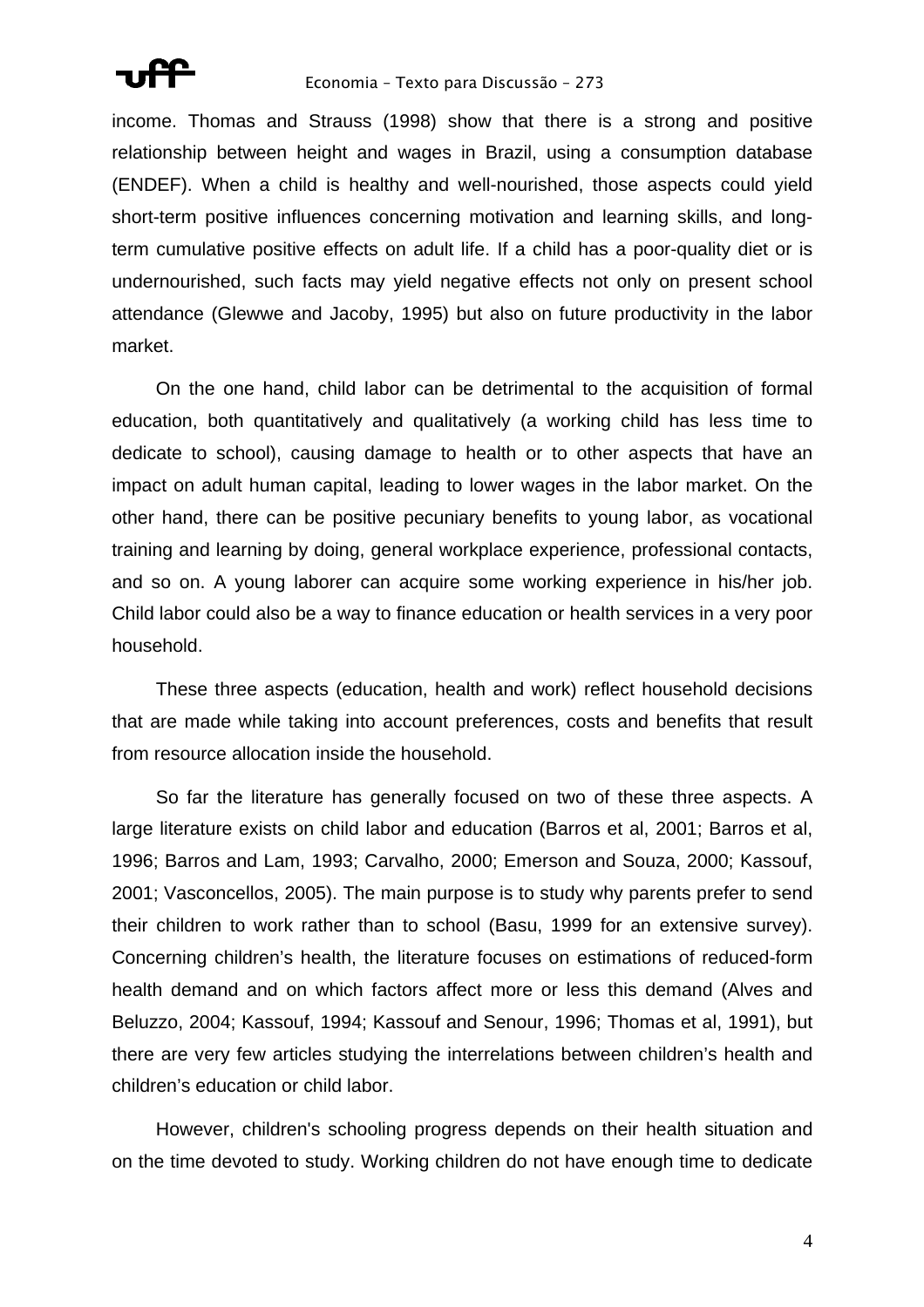income. Thomas and Strauss (1998) show that there is a strong and positive relationship between height and wages in Brazil, using a consumption database (ENDEF). When a child is healthy and well-nourished, those aspects could yield short-term positive influences concerning motivation and learning skills, and long-term cumulative positive effects on adult life. If a child has a poor-quality diet or is undernourished, such facts may yield negative effects not only on present school attendance (Glewwe and Jacoby, 1995) but also on future productivity in the labor market.

On the one hand, child labor can be detrimental to the acquisition of formal education, both quantitatively and qualitatively (a working child has less time to dedicate to school), causing damage to health or to other aspects that have an impact on adult human capital, leading to lower wages in the labor market. On the other hand, there can be positive pecuniary benefits to young labor, as vocational training and learning by doing, general workplace experience, professional contacts, and so on. A young laborer can acquire some working experience in his/her job. Child labor could also be a way to finance education or health services in a very poor household.

These three aspects (education, health and work) reflect household decisions that are made while taking into account preferences, costs and benefits that result from resource allocation inside the household.

So far the literature has generally focused on two of these three aspects. A large literature exists on child labor and education (Barros et al, 2001; Barros et al, 1996; Barros and Lam, 1993; Carvalho, 2000; Emerson and Souza, 2000; Kassouf, 2001; Vasconcellos, 2005). The main purpose is to study why parents prefer to send their children to work rather than to school (Basu, 1999 for an extensive survey). Concerning children's health, the literature focuses on estimations of reduced-form health demand and on which factors affect more or less this demand (Alves and Beluzzo, 2004; Kassouf, 1994; Kassouf and Senour, 1996; Thomas et al, 1991), but there are very few articles studying the interrelations between children's health and children's education or child labor.

However, children's schooling progress depends on their health situation and on the time devoted to study. Working children do not have enough time to dedicate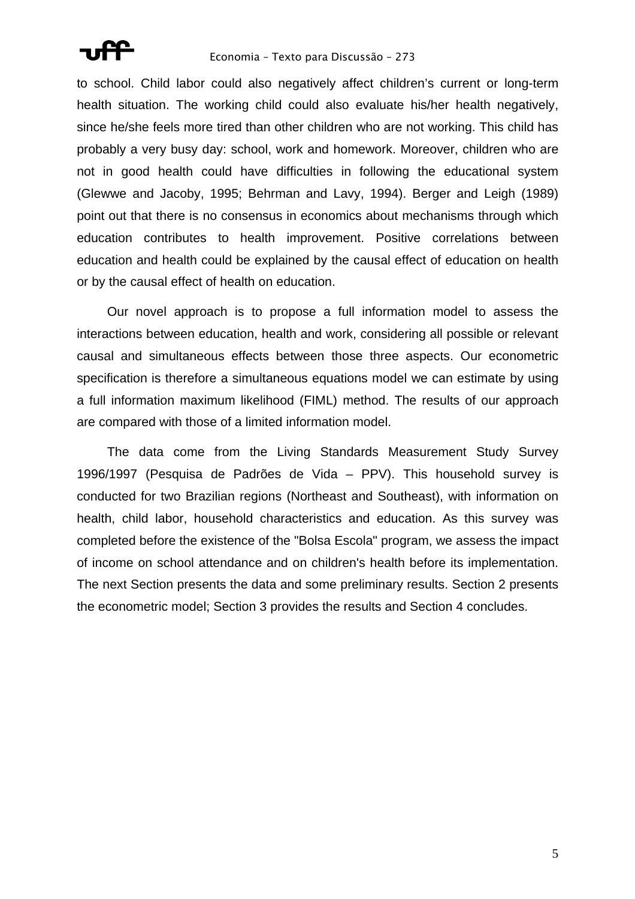to school. Child labor could also negatively affect children's current or long-term health situation. The working child could also evaluate his/her health negatively, since he/she feels more tired than other children who are not working. This child has probably a very busy day: school, work and homework. Moreover, children who are not in good health could have difficulties in following the educational system (Glewwe and Jacoby, 1995; Behrman and Lavy, 1994). Berger and Leigh (1989) point out that there is no consensus in economics about mechanisms through which education contributes to health improvement. Positive correlations between education and health could be explained by the causal effect of education on health or by the causal effect of health on education.

Our novel approach is to propose a full information model to assess the interactions between education, health and work, considering all possible or relevant causal and simultaneous effects between those three aspects. Our econometric specification is therefore a simultaneous equations model we can estimate by using a full information maximum likelihood (FIML) method. The results of our approach are compared with those of a limited information model.

The data come from the Living Standards Measurement Study Survey 1996/1997 (Pesquisa de Padrões de Vida – PPV). This household survey is conducted for two Brazilian regions (Northeast and Southeast), with information on health, child labor, household characteristics and education. As this survey was completed before the existence of the "Bolsa Escola" program, we assess the impact of income on school attendance and on children's health before its implementation. The next Section presents the data and some preliminary results. Section 2 presents the econometric model; Section 3 provides the results and Section 4 concludes.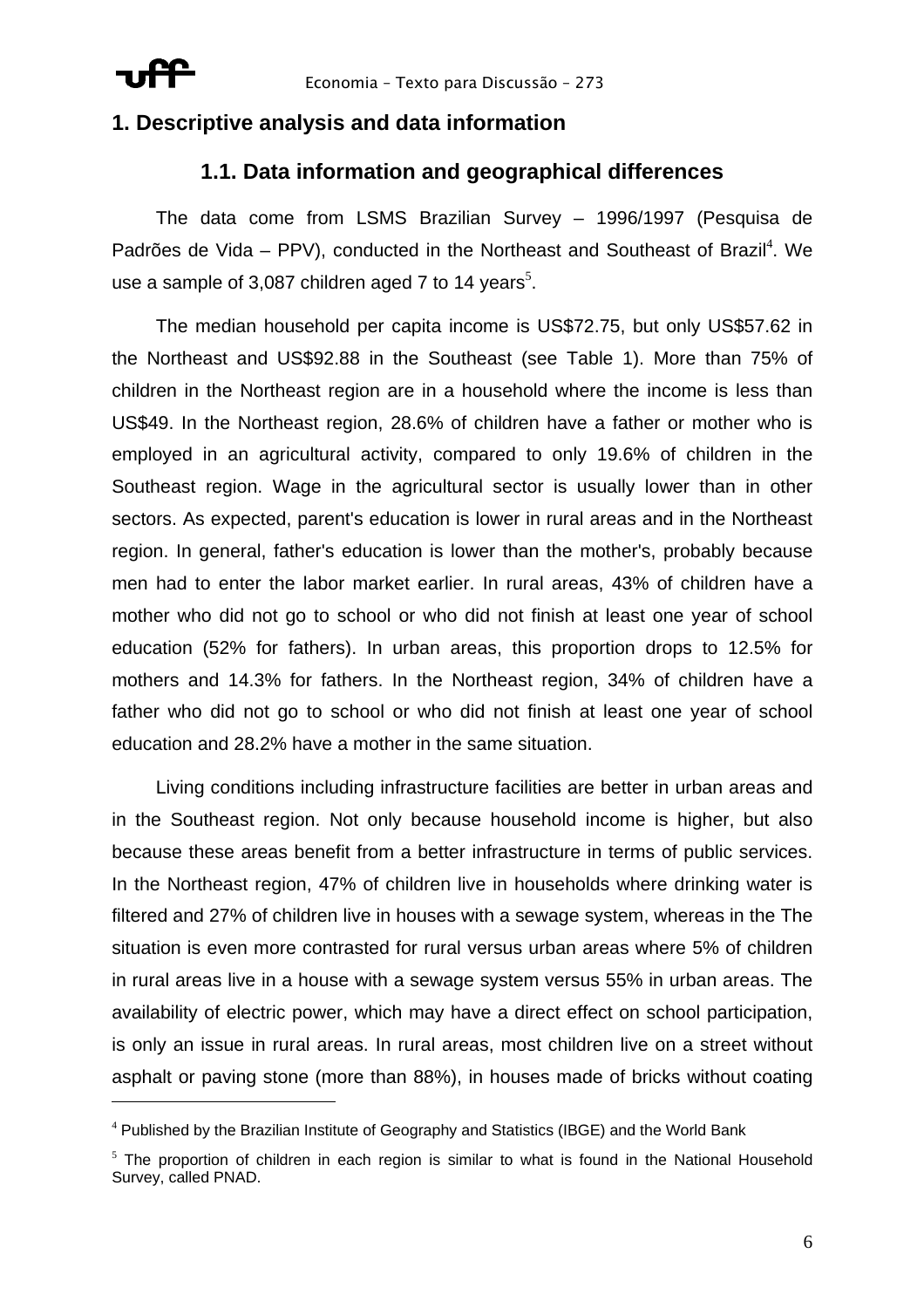# 1. Descriptive analysis and data information

## 1.1. Data information and geographical differences

The data come from LSMS Brazilian Survey – 1996/1997 (Pesquisa de Padrões de Vida – PPV), conducted in the Northeast and Southeast of Brazil[4]. We use a sample of 3,087 children aged 7 to 14 years[5].

The median household per capita income is US$72.75, but only US$57.62 in the Northeast and US$92.88 in the Southeast (see Table 1). More than 75% of children in the Northeast region are in a household where the income is less than US$49. In the Northeast region, 28.6% of children have a father or mother who is employed in an agricultural activity, compared to only 19.6% of children in the Southeast region. Wage in the agricultural sector is usually lower than in other sectors. As expected, parent's education is lower in rural areas and in the Northeast region. In general, father's education is lower than the mother's, probably because men had to enter the labor market earlier. In rural areas, 43% of children have a mother who did not go to school or who did not finish at least one year of school education (52% for fathers). In urban areas, this proportion drops to 12.5% for mothers and 14.3% for fathers. In the Northeast region, 34% of children have a father who did not go to school or who did not finish at least one year of school education and 28.2% have a mother in the same situation.

Living conditions including infrastructure facilities are better in urban areas and in the Southeast region. Not only because household income is higher, but also because these areas benefit from a better infrastructure in terms of public services. In the Northeast region, 47% of children live in households where drinking water is filtered and 27% of children live in houses with a sewage system, whereas in the The situation is even more contrasted for rural versus urban areas where 5% of children in rural areas live in a house with a sewage system versus 55% in urban areas. The availability of electric power, which may have a direct effect on school participation, is only an issue in rural areas. In rural areas, most children live on a street without asphalt or paving stone (more than 88%), in houses made of bricks without coating

---

[4] Published by the Brazilian Institute of Geography and Statistics (IBGE) and the World Bank

[5] The proportion of children in each region is similar to what is found in the National Household Survey, called PNAD.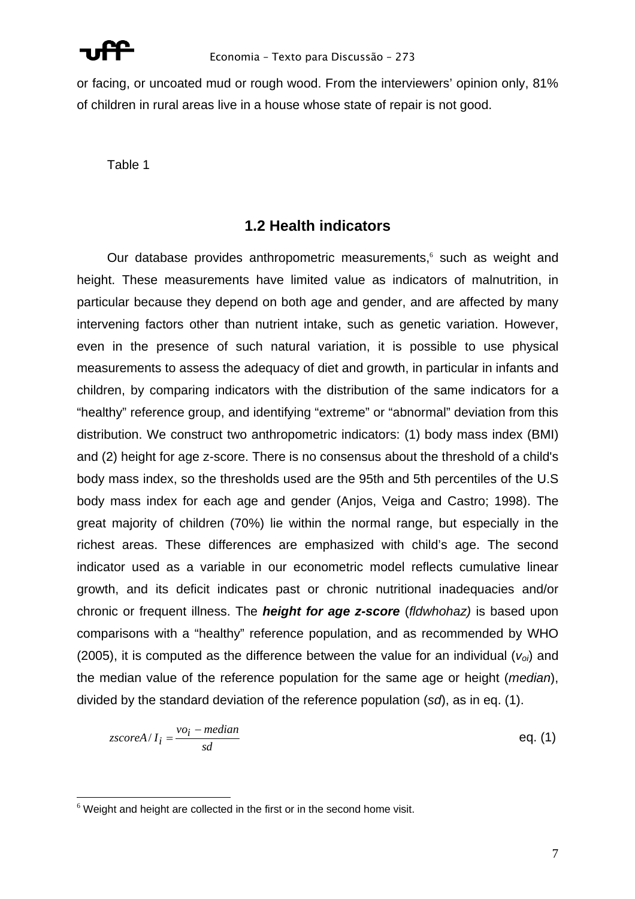or facing, or uncoated mud or rough wood. From the interviewers' opinion only, 81% of children in rural areas live in a house whose state of repair is not good.

Table 1

## 1.2 Health indicators

Our database provides anthropometric measurements,[6] such as weight and height. These measurements have limited value as indicators of malnutrition, in particular because they depend on both age and gender, and are affected by many intervening factors other than nutrient intake, such as genetic variation. However, even in the presence of such natural variation, it is possible to use physical measurements to assess the adequacy of diet and growth, in particular in infants and children, by comparing indicators with the distribution of the same indicators for a "healthy" reference group, and identifying "extreme" or "abnormal" deviation from this distribution. We construct two anthropometric indicators: (1) body mass index (BMI) and (2) height for age z-score. There is no consensus about the threshold of a child's body mass index, so the thresholds used are the 95th and 5th percentiles of the U.S body mass index for each age and gender (Anjos, Veiga and Castro; 1998). The great majority of children (70%) lie within the normal range, but especially in the richest areas. These differences are emphasized with child's age. The second indicator used as a variable in our econometric model reflects cumulative linear growth, and its deficit indicates past or chronic nutritional inadequacies and/or chronic or frequent illness. The ***height for age z-score*** (*fldwhohaz)* is based upon comparisons with a "healthy" reference population, and as recommended by WHO (2005), it is computed as the difference between the value for an individual ($v_{oi}$) and the median value of the reference population for the same age or height (*median*), divided by the standard deviation of the reference population (*sd*), as in eq. (1).

$$zscoreA/I_i = \frac{vo_i - median}{sd} \qquad \text{eq. (1)}$$

[6] Weight and height are collected in the first or in the second home visit.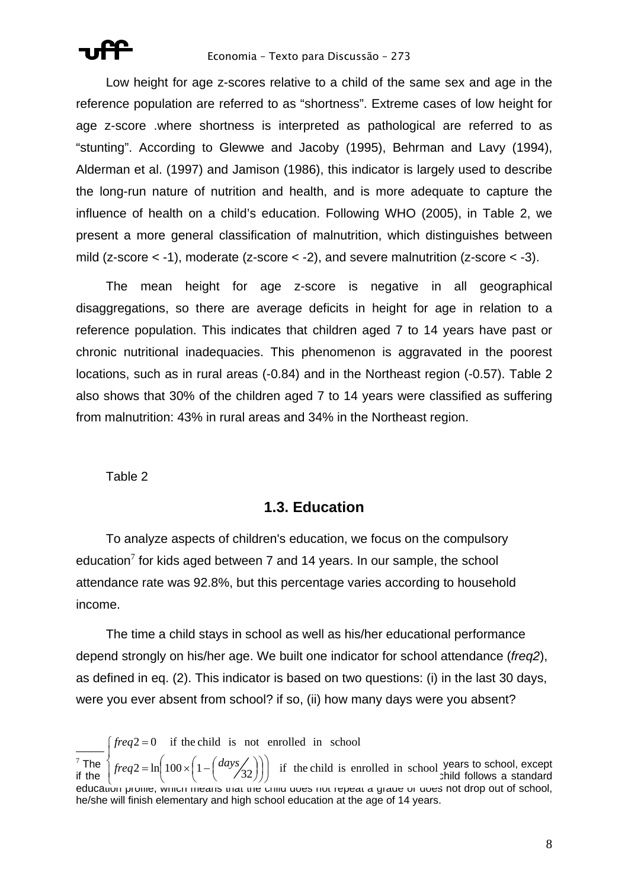Low height for age z-scores relative to a child of the same sex and age in the reference population are referred to as "shortness". Extreme cases of low height for age z-score .where shortness is interpreted as pathological are referred to as "stunting". According to Glewwe and Jacoby (1995), Behrman and Lavy (1994), Alderman et al. (1997) and Jamison (1986), this indicator is largely used to describe the long-run nature of nutrition and health, and is more adequate to capture the influence of health on a child's education. Following WHO (2005), in Table 2, we present a more general classification of malnutrition, which distinguishes between mild (z-score < -1), moderate (z-score < -2), and severe malnutrition (z-score < -3).

The mean height for age z-score is negative in all geographical disaggregations, so there are average deficits in height for age in relation to a reference population. This indicates that children aged 7 to 14 years have past or chronic nutritional inadequacies. This phenomenon is aggravated in the poorest locations, such as in rural areas (-0.84) and in the Northeast region (-0.57). Table 2 also shows that 30% of the children aged 7 to 14 years were classified as suffering from malnutrition: 43% in rural areas and 34% in the Northeast region.

Table 2

### 1.3. Education

To analyze aspects of children's education, we focus on the compulsory education[7] for kids aged between 7 and 14 years. In our sample, the school attendance rate was 92.8%, but this percentage varies according to household income.

The time a child stays in school as well as his/her educational performance depend strongly on his/her age. We built one indicator for school attendance (*freq2*), as defined in eq. (2). This indicator is based on two questions: (i) in the last 30 days, were you ever absent from school? if so, (ii) how many days were you absent?

$$\begin{cases} freq2 = 0 & \text{if the child is not enrolled in school} \\ freq2 = \ln\left(100 \times \left(1 - \left(\frac{days}{32}\right)\right)\right) & \text{if the child is enrolled in school} \end{cases}$$

[7] The ... years to school, except if the ... child follows a standard education profile, which means that the child does not repeat a grade or does not drop out of school, he/she will finish elementary and high school education at the age of 14 years.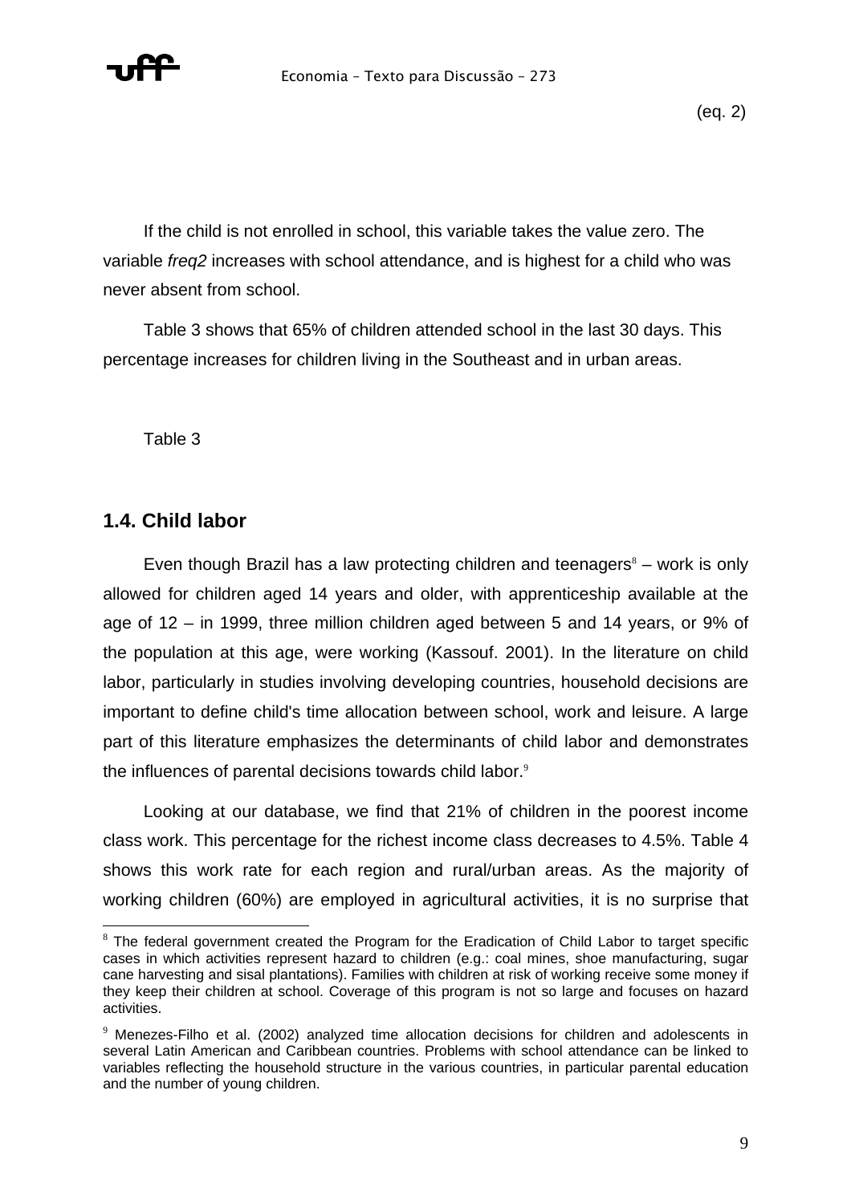(eq. 2)

If the child is not enrolled in school, this variable takes the value zero. The variable *freq2* increases with school attendance, and is highest for a child who was never absent from school.

Table 3 shows that 65% of children attended school in the last 30 days. This percentage increases for children living in the Southeast and in urban areas.

Table 3

## 1.4. Child labor

Even though Brazil has a law protecting children and teenagers[8] – work is only allowed for children aged 14 years and older, with apprenticeship available at the age of 12 – in 1999, three million children aged between 5 and 14 years, or 9% of the population at this age, were working (Kassouf. 2001). In the literature on child labor, particularly in studies involving developing countries, household decisions are important to define child's time allocation between school, work and leisure. A large part of this literature emphasizes the determinants of child labor and demonstrates the influences of parental decisions towards child labor.[9]

Looking at our database, we find that 21% of children in the poorest income class work. This percentage for the richest income class decreases to 4.5%. Table 4 shows this work rate for each region and rural/urban areas. As the majority of working children (60%) are employed in agricultural activities, it is no surprise that

[8] The federal government created the Program for the Eradication of Child Labor to target specific cases in which activities represent hazard to children (e.g.: coal mines, shoe manufacturing, sugar cane harvesting and sisal plantations). Families with children at risk of working receive some money if they keep their children at school. Coverage of this program is not so large and focuses on hazard activities.

[9] Menezes-Filho et al. (2002) analyzed time allocation decisions for children and adolescents in several Latin American and Caribbean countries. Problems with school attendance can be linked to variables reflecting the household structure in the various countries, in particular parental education and the number of young children.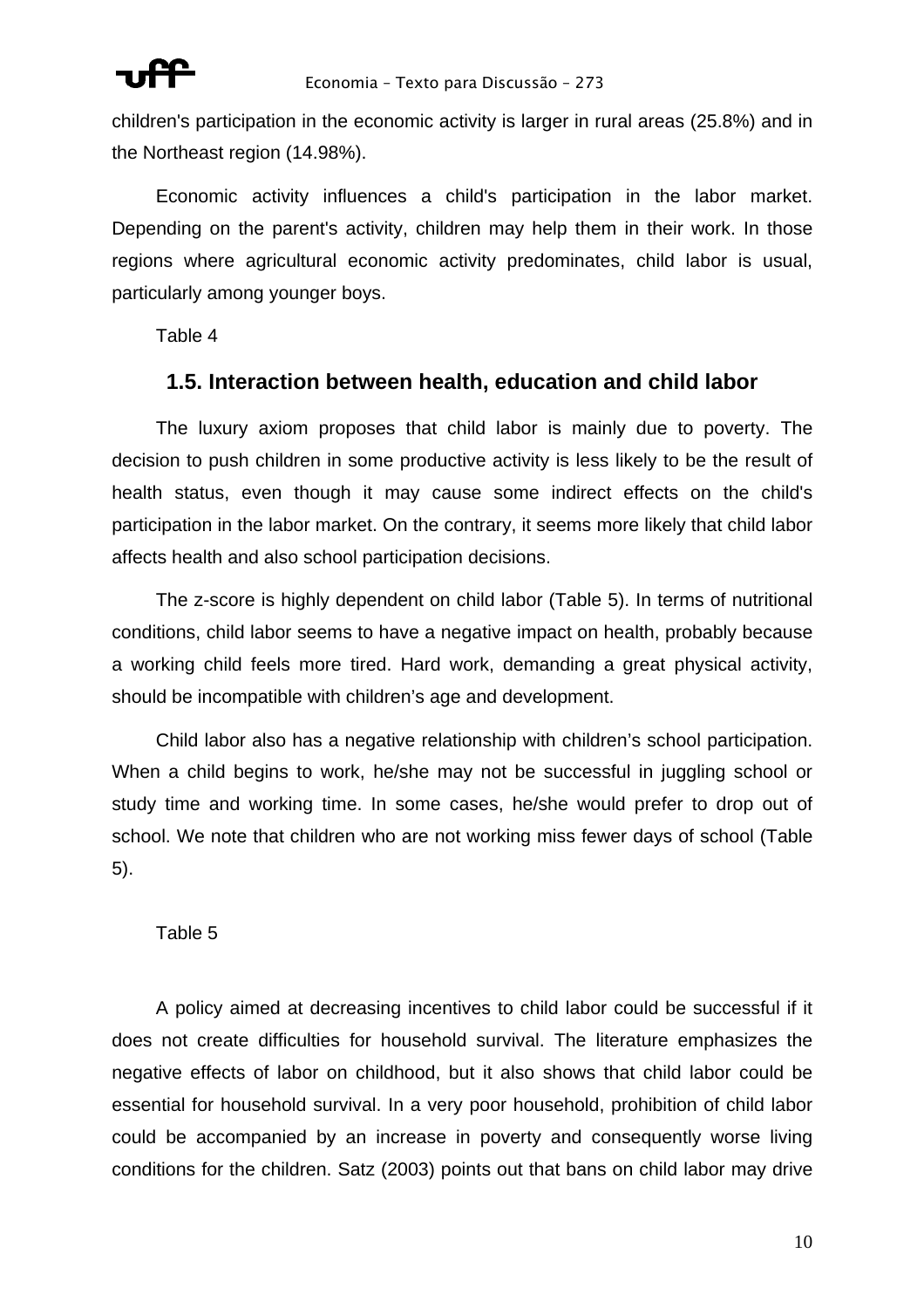children's participation in the economic activity is larger in rural areas (25.8%) and in the Northeast region (14.98%).

Economic activity influences a child's participation in the labor market. Depending on the parent's activity, children may help them in their work. In those regions where agricultural economic activity predominates, child labor is usual, particularly among younger boys.

Table 4

## 1.5. Interaction between health, education and child labor

The luxury axiom proposes that child labor is mainly due to poverty. The decision to push children in some productive activity is less likely to be the result of health status, even though it may cause some indirect effects on the child's participation in the labor market. On the contrary, it seems more likely that child labor affects health and also school participation decisions.

The z-score is highly dependent on child labor (Table 5). In terms of nutritional conditions, child labor seems to have a negative impact on health, probably because a working child feels more tired. Hard work, demanding a great physical activity, should be incompatible with children's age and development.

Child labor also has a negative relationship with children's school participation. When a child begins to work, he/she may not be successful in juggling school or study time and working time. In some cases, he/she would prefer to drop out of school. We note that children who are not working miss fewer days of school (Table 5).

Table 5

A policy aimed at decreasing incentives to child labor could be successful if it does not create difficulties for household survival. The literature emphasizes the negative effects of labor on childhood, but it also shows that child labor could be essential for household survival. In a very poor household, prohibition of child labor could be accompanied by an increase in poverty and consequently worse living conditions for the children. Satz (2003) points out that bans on child labor may drive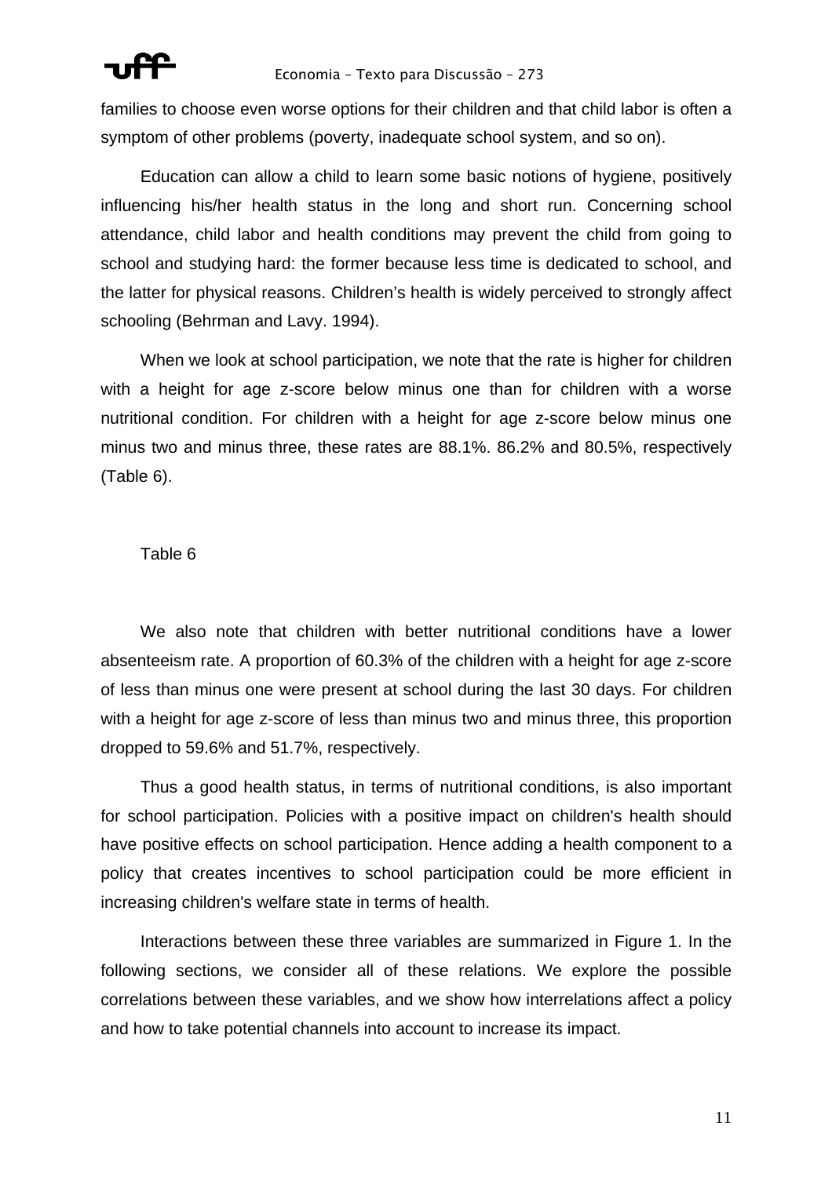families to choose even worse options for their children and that child labor is often a symptom of other problems (poverty, inadequate school system, and so on).

Education can allow a child to learn some basic notions of hygiene, positively influencing his/her health status in the long and short run. Concerning school attendance, child labor and health conditions may prevent the child from going to school and studying hard: the former because less time is dedicated to school, and the latter for physical reasons. Children's health is widely perceived to strongly affect schooling (Behrman and Lavy. 1994).

When we look at school participation, we note that the rate is higher for children with a height for age z-score below minus one than for children with a worse nutritional condition. For children with a height for age z-score below minus one minus two and minus three, these rates are 88.1%. 86.2% and 80.5%, respectively (Table 6).

Table 6

We also note that children with better nutritional conditions have a lower absenteeism rate. A proportion of 60.3% of the children with a height for age z-score of less than minus one were present at school during the last 30 days. For children with a height for age z-score of less than minus two and minus three, this proportion dropped to 59.6% and 51.7%, respectively.

Thus a good health status, in terms of nutritional conditions, is also important for school participation. Policies with a positive impact on children's health should have positive effects on school participation. Hence adding a health component to a policy that creates incentives to school participation could be more efficient in increasing children's welfare state in terms of health.

Interactions between these three variables are summarized in Figure 1. In the following sections, we consider all of these relations. We explore the possible correlations between these variables, and we show how interrelations affect a policy and how to take potential channels into account to increase its impact.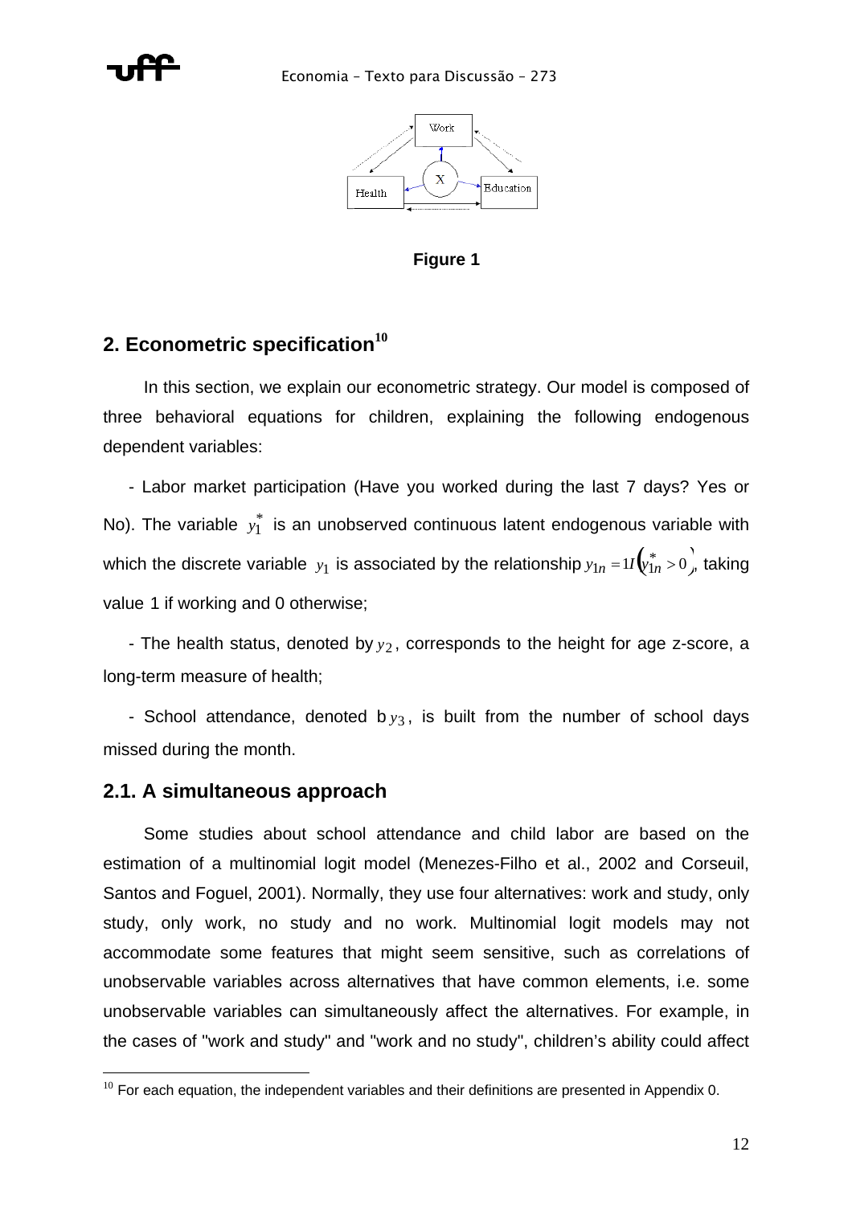Figure 1

## 2. Econometric specification[10]

In this section, we explain our econometric strategy. Our model is composed of three behavioral equations for children, explaining the following endogenous dependent variables:

- Labor market participation (Have you worked during the last 7 days? Yes or No). The variable $y_1^*$ is an unobserved continuous latent endogenous variable with which the discrete variable $y_1$ is associated by the relationship $y_{1n} = 1I\left(y_{1n}^* > 0\right)$, taking value 1 if working and 0 otherwise;

- The health status, denoted by $y_2$, corresponds to the height for age z-score, a long-term measure of health;

- School attendance, denoted b $y_3$, is built from the number of school days missed during the month.

### 2.1. A simultaneous approach

Some studies about school attendance and child labor are based on the estimation of a multinomial logit model (Menezes-Filho et al., 2002 and Corseuil, Santos and Foguel, 2001). Normally, they use four alternatives: work and study, only study, only work, no study and no work. Multinomial logit models may not accommodate some features that might seem sensitive, such as correlations of unobservable variables across alternatives that have common elements, i.e. some unobservable variables can simultaneously affect the alternatives. For example, in the cases of "work and study" and "work and no study", children's ability could affect

[10] For each equation, the independent variables and their definitions are presented in Appendix 0.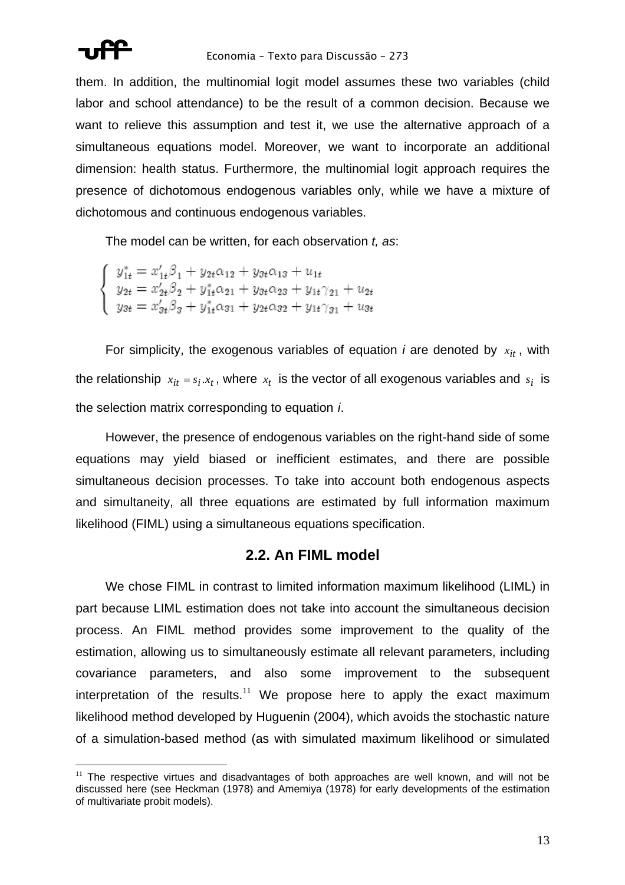them. In addition, the multinomial logit model assumes these two variables (child labor and school attendance) to be the result of a common decision. Because we want to relieve this assumption and test it, we use the alternative approach of a simultaneous equations model. Moreover, we want to incorporate an additional dimension: health status. Furthermore, the multinomial logit approach requires the presence of dichotomous endogenous variables only, while we have a mixture of dichotomous and continuous endogenous variables.

The model can be written, for each observation *t, as*:

$$
\begin{cases}
y_{1t}^{*} = x_{1t}'\beta_1 + y_{2t}\alpha_{12} + y_{3t}\alpha_{13} + u_{1t} \\
y_{2t} = x_{2t}'\beta_2 + y_{1t}^{*}\alpha_{21} + y_{3t}\alpha_{23} + y_{1t}\gamma_{21} + u_{2t} \\
y_{3t} = x_{3t}'\beta_3 + y_{1t}^{*}\alpha_{31} + y_{2t}\alpha_{32} + y_{1t}\gamma_{31} + u_{3t}
\end{cases}
$$

For simplicity, the exogenous variables of equation *i* are denoted by $x_{it}$, with the relationship $x_{it} = s_i.x_t$, where $x_t$ is the vector of all exogenous variables and $s_i$ is the selection matrix corresponding to equation *i*.

However, the presence of endogenous variables on the right-hand side of some equations may yield biased or inefficient estimates, and there are possible simultaneous decision processes. To take into account both endogenous aspects and simultaneity, all three equations are estimated by full information maximum likelihood (FIML) using a simultaneous equations specification.

## 2.2. An FIML model

We chose FIML in contrast to limited information maximum likelihood (LIML) in part because LIML estimation does not take into account the simultaneous decision process. An FIML method provides some improvement to the quality of the estimation, allowing us to simultaneously estimate all relevant parameters, including covariance parameters, and also some improvement to the subsequent interpretation of the results.[11] We propose here to apply the exact maximum likelihood method developed by Huguenin (2004), which avoids the stochastic nature of a simulation-based method (as with simulated maximum likelihood or simulated

---

[11] The respective virtues and disadvantages of both approaches are well known, and will not be discussed here (see Heckman (1978) and Amemiya (1978) for early developments of the estimation of multivariate probit models).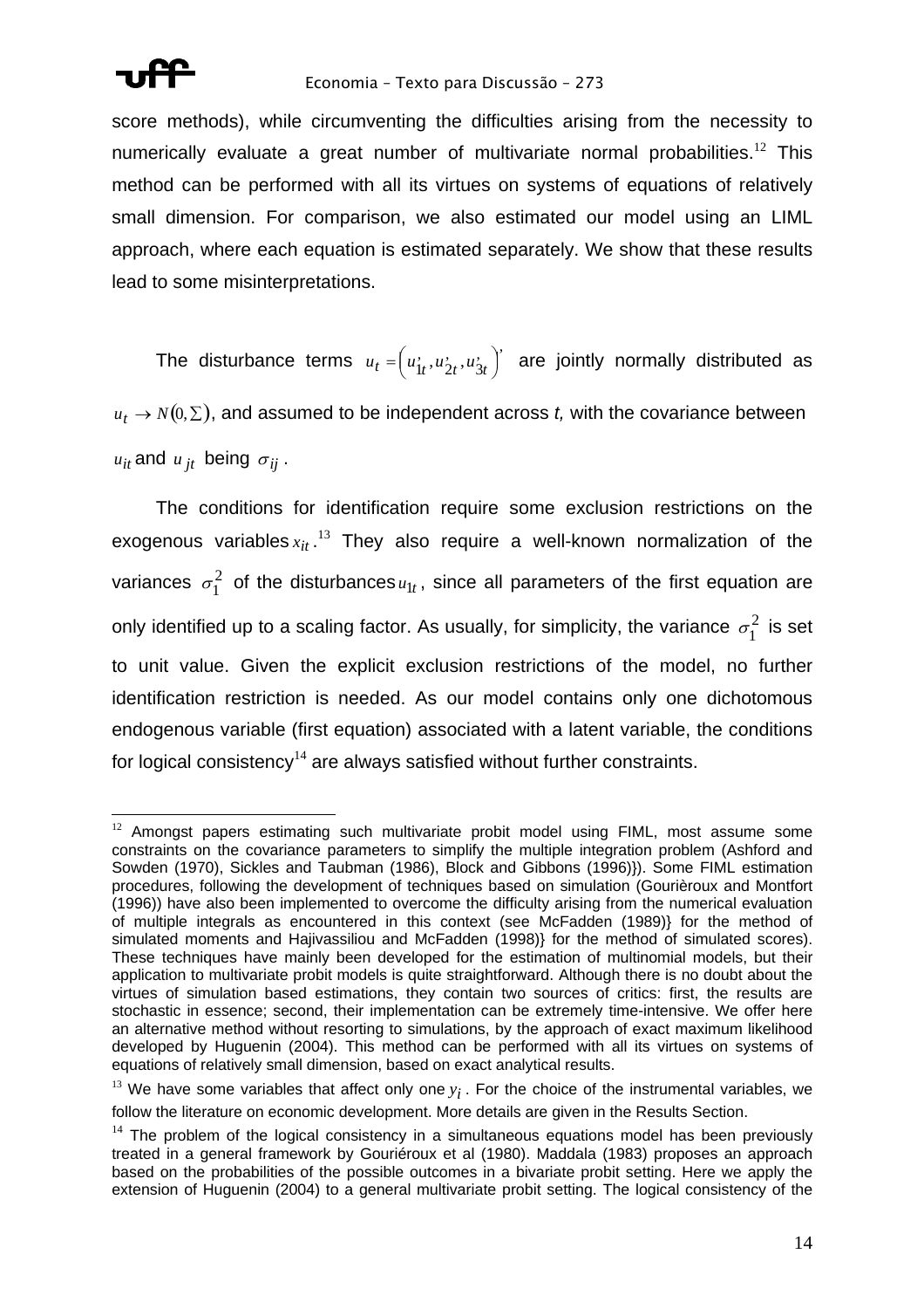score methods), while circumventing the difficulties arising from the necessity to numerically evaluate a great number of multivariate normal probabilities.[12] This method can be performed with all its virtues on systems of equations of relatively small dimension. For comparison, we also estimated our model using an LIML approach, where each equation is estimated separately. We show that these results lead to some misinterpretations.

The disturbance terms $u_t = \left(u'_{1t}, u'_{2t}, u'_{3t}\right)'$ are jointly normally distributed as $u_t \rightarrow N(0, \Sigma)$, and assumed to be independent across *t,* with the covariance between $u_{it}$ and $u_{jt}$ being $\sigma_{ij}$.

The conditions for identification require some exclusion restrictions on the exogenous variables $x_{it}$.[13] They also require a well-known normalization of the variances $\sigma_1^2$ of the disturbances $u_{1t}$, since all parameters of the first equation are only identified up to a scaling factor. As usually, for simplicity, the variance $\sigma_1^2$ is set to unit value. Given the explicit exclusion restrictions of the model, no further identification restriction is needed. As our model contains only one dichotomous endogenous variable (first equation) associated with a latent variable, the conditions for logical consistency[14] are always satisfied without further constraints.

---

[12] Amongst papers estimating such multivariate probit model using FIML, most assume some constraints on the covariance parameters to simplify the multiple integration problem (Ashford and Sowden (1970), Sickles and Taubman (1986), Block and Gibbons (1996)}). Some FIML estimation procedures, following the development of techniques based on simulation (Gourièroux and Montfort (1996)) have also been implemented to overcome the difficulty arising from the numerical evaluation of multiple integrals as encountered in this context (see McFadden (1989)} for the method of simulated moments and Hajivassiliou and McFadden (1998)} for the method of simulated scores). These techniques have mainly been developed for the estimation of multinomial models, but their application to multivariate probit models is quite straightforward. Although there is no doubt about the virtues of simulation based estimations, they contain two sources of critics: first, the results are stochastic in essence; second, their implementation can be extremely time-intensive. We offer here an alternative method without resorting to simulations, by the approach of exact maximum likelihood developed by Huguenin (2004). This method can be performed with all its virtues on systems of equations of relatively small dimension, based on exact analytical results.

[13] We have some variables that affect only one $y_i$. For the choice of the instrumental variables, we follow the literature on economic development. More details are given in the Results Section.

[14] The problem of the logical consistency in a simultaneous equations model has been previously treated in a general framework by Gouriéroux et al (1980). Maddala (1983) proposes an approach based on the probabilities of the possible outcomes in a bivariate probit setting. Here we apply the extension of Huguenin (2004) to a general multivariate probit setting. The logical consistency of the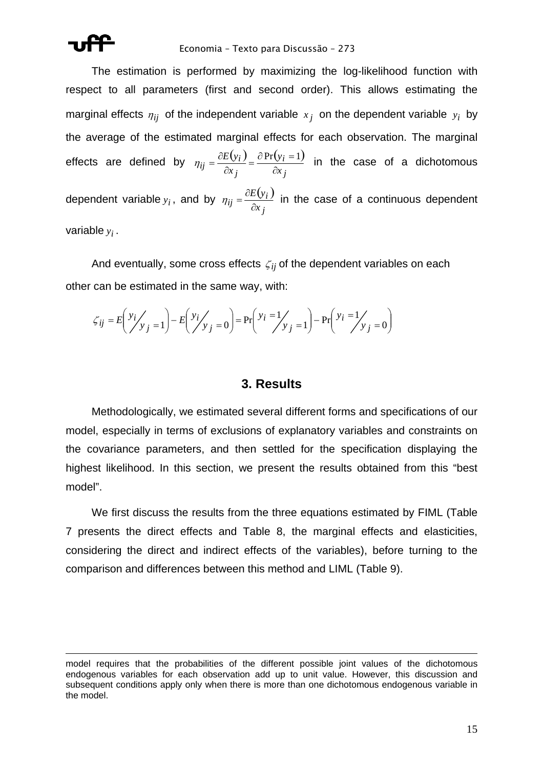The estimation is performed by maximizing the log-likelihood function with respect to all parameters (first and second order). This allows estimating the marginal effects $\eta_{ij}$ of the independent variable $x_j$ on the dependent variable $y_i$ by the average of the estimated marginal effects for each observation. The marginal effects are defined by $\eta_{ij} = \frac{\partial E(y_i)}{\partial x_j} = \frac{\partial \Pr(y_i = 1)}{\partial x_j}$ in the case of a dichotomous dependent variable $y_i$, and by $\eta_{ij} = \frac{\partial E(y_i)}{\partial x_j}$ in the case of a continuous dependent variable $y_i$.

And eventually, some cross effects $\zeta_{ij}$ of the dependent variables on each other can be estimated in the same way, with:

$$\zeta_{ij} = E\left( y_i / y_j = 1 \right) - E\left( y_i / y_j = 0 \right) = \Pr\left( y_i = 1 / y_j = 1 \right) - \Pr\left( y_i = 1 / y_j = 0 \right)$$

## 3. Results

Methodologically, we estimated several different forms and specifications of our model, especially in terms of exclusions of explanatory variables and constraints on the covariance parameters, and then settled for the specification displaying the highest likelihood. In this section, we present the results obtained from this "best model".

We first discuss the results from the three equations estimated by FIML (Table 7 presents the direct effects and Table 8, the marginal effects and elasticities, considering the direct and indirect effects of the variables), before turning to the comparison and differences between this method and LIML (Table 9).

---

model requires that the probabilities of the different possible joint values of the dichotomous endogenous variables for each observation add up to unit value. However, this discussion and subsequent conditions apply only when there is more than one dichotomous endogenous variable in the model.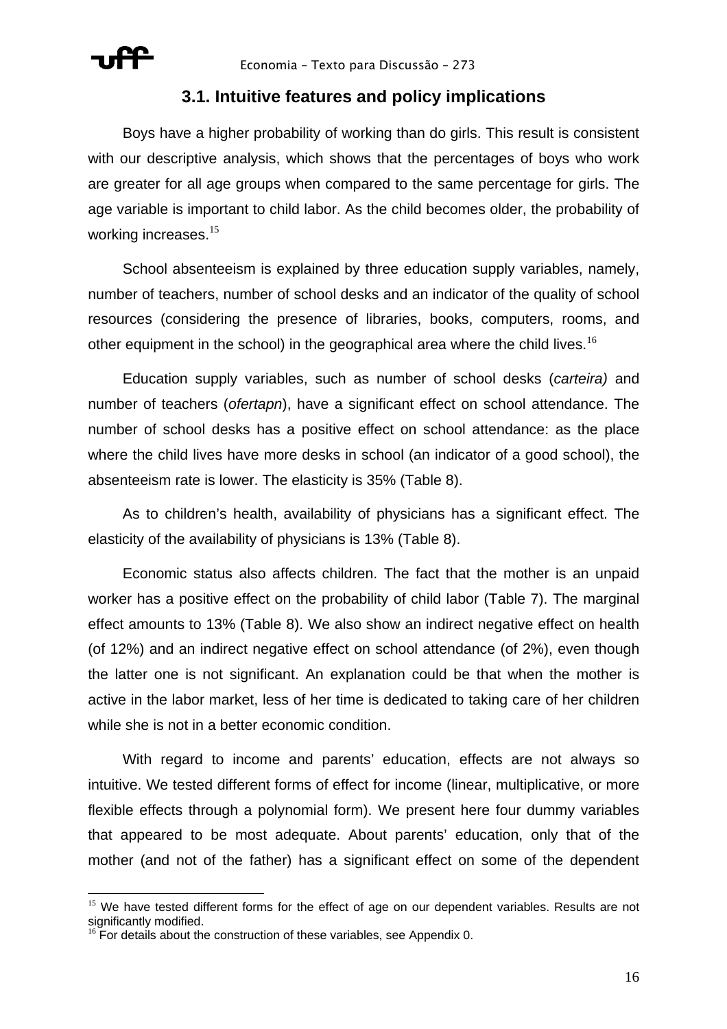### 3.1. Intuitive features and policy implications

Boys have a higher probability of working than do girls. This result is consistent with our descriptive analysis, which shows that the percentages of boys who work are greater for all age groups when compared to the same percentage for girls. The age variable is important to child labor. As the child becomes older, the probability of working increases.[15]

School absenteeism is explained by three education supply variables, namely, number of teachers, number of school desks and an indicator of the quality of school resources (considering the presence of libraries, books, computers, rooms, and other equipment in the school) in the geographical area where the child lives.[16]

Education supply variables, such as number of school desks (*carteira)* and number of teachers (*ofertapn*), have a significant effect on school attendance. The number of school desks has a positive effect on school attendance: as the place where the child lives have more desks in school (an indicator of a good school), the absenteeism rate is lower. The elasticity is 35% (Table 8).

As to children's health, availability of physicians has a significant effect. The elasticity of the availability of physicians is 13% (Table 8).

Economic status also affects children. The fact that the mother is an unpaid worker has a positive effect on the probability of child labor (Table 7). The marginal effect amounts to 13% (Table 8). We also show an indirect negative effect on health (of 12%) and an indirect negative effect on school attendance (of 2%), even though the latter one is not significant. An explanation could be that when the mother is active in the labor market, less of her time is dedicated to taking care of her children while she is not in a better economic condition.

With regard to income and parents' education, effects are not always so intuitive. We tested different forms of effect for income (linear, multiplicative, or more flexible effects through a polynomial form). We present here four dummy variables that appeared to be most adequate. About parents' education, only that of the mother (and not of the father) has a significant effect on some of the dependent

---

[15] We have tested different forms for the effect of age on our dependent variables. Results are not significantly modified.

[16] For details about the construction of these variables, see Appendix 0.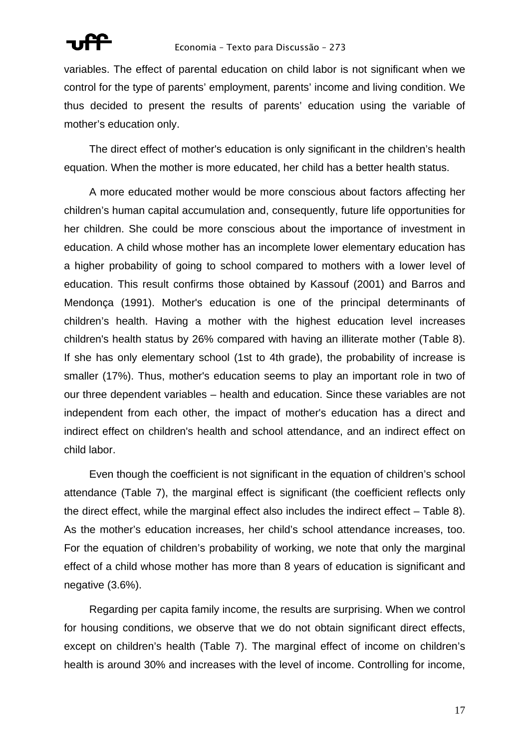variables. The effect of parental education on child labor is not significant when we control for the type of parents' employment, parents' income and living condition. We thus decided to present the results of parents' education using the variable of mother's education only.

The direct effect of mother's education is only significant in the children's health equation. When the mother is more educated, her child has a better health status.

A more educated mother would be more conscious about factors affecting her children's human capital accumulation and, consequently, future life opportunities for her children. She could be more conscious about the importance of investment in education. A child whose mother has an incomplete lower elementary education has a higher probability of going to school compared to mothers with a lower level of education. This result confirms those obtained by Kassouf (2001) and Barros and Mendonça (1991). Mother's education is one of the principal determinants of children's health. Having a mother with the highest education level increases children's health status by 26% compared with having an illiterate mother (Table 8). If she has only elementary school (1st to 4th grade), the probability of increase is smaller (17%). Thus, mother's education seems to play an important role in two of our three dependent variables – health and education. Since these variables are not independent from each other, the impact of mother's education has a direct and indirect effect on children's health and school attendance, and an indirect effect on child labor.

Even though the coefficient is not significant in the equation of children's school attendance (Table 7), the marginal effect is significant (the coefficient reflects only the direct effect, while the marginal effect also includes the indirect effect – Table 8). As the mother's education increases, her child's school attendance increases, too. For the equation of children's probability of working, we note that only the marginal effect of a child whose mother has more than 8 years of education is significant and negative (3.6%).

Regarding per capita family income, the results are surprising. When we control for housing conditions, we observe that we do not obtain significant direct effects, except on children's health (Table 7). The marginal effect of income on children's health is around 30% and increases with the level of income. Controlling for income,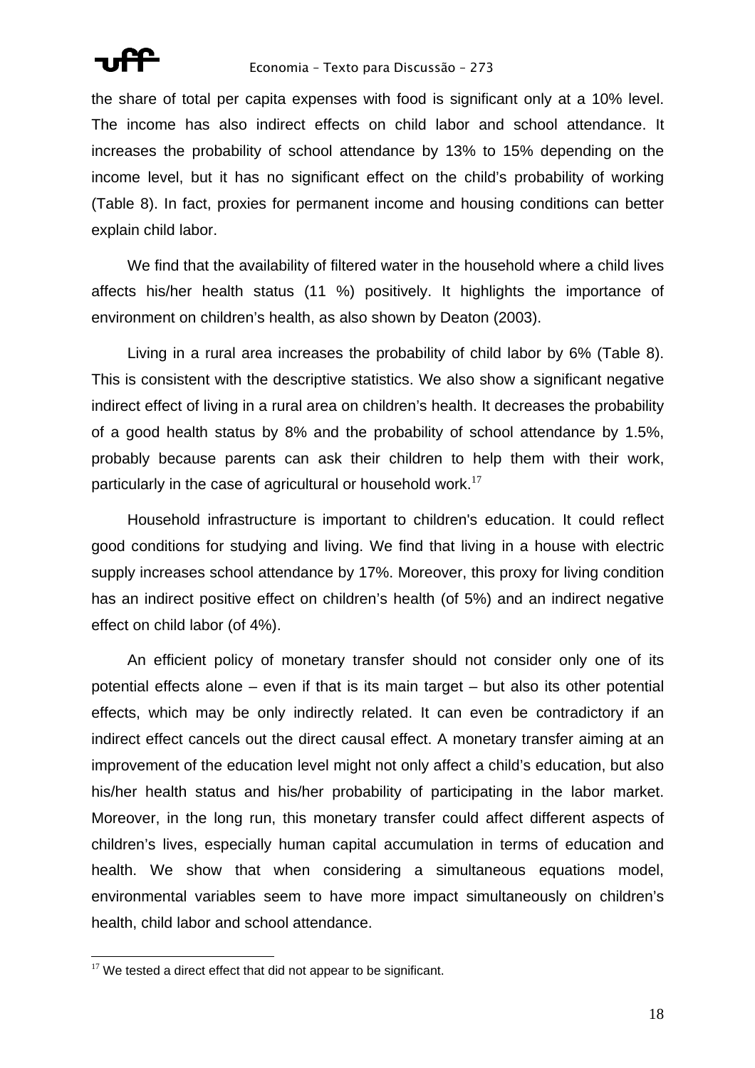the share of total per capita expenses with food is significant only at a 10% level. The income has also indirect effects on child labor and school attendance. It increases the probability of school attendance by 13% to 15% depending on the income level, but it has no significant effect on the child's probability of working (Table 8). In fact, proxies for permanent income and housing conditions can better explain child labor.

We find that the availability of filtered water in the household where a child lives affects his/her health status (11 %) positively. It highlights the importance of environment on children's health, as also shown by Deaton (2003).

Living in a rural area increases the probability of child labor by 6% (Table 8). This is consistent with the descriptive statistics. We also show a significant negative indirect effect of living in a rural area on children's health. It decreases the probability of a good health status by 8% and the probability of school attendance by 1.5%, probably because parents can ask their children to help them with their work, particularly in the case of agricultural or household work.[17]

Household infrastructure is important to children's education. It could reflect good conditions for studying and living. We find that living in a house with electric supply increases school attendance by 17%. Moreover, this proxy for living condition has an indirect positive effect on children's health (of 5%) and an indirect negative effect on child labor (of 4%).

An efficient policy of monetary transfer should not consider only one of its potential effects alone – even if that is its main target – but also its other potential effects, which may be only indirectly related. It can even be contradictory if an indirect effect cancels out the direct causal effect. A monetary transfer aiming at an improvement of the education level might not only affect a child's education, but also his/her health status and his/her probability of participating in the labor market. Moreover, in the long run, this monetary transfer could affect different aspects of children's lives, especially human capital accumulation in terms of education and health. We show that when considering a simultaneous equations model, environmental variables seem to have more impact simultaneously on children's health, child labor and school attendance.

[17] We tested a direct effect that did not appear to be significant.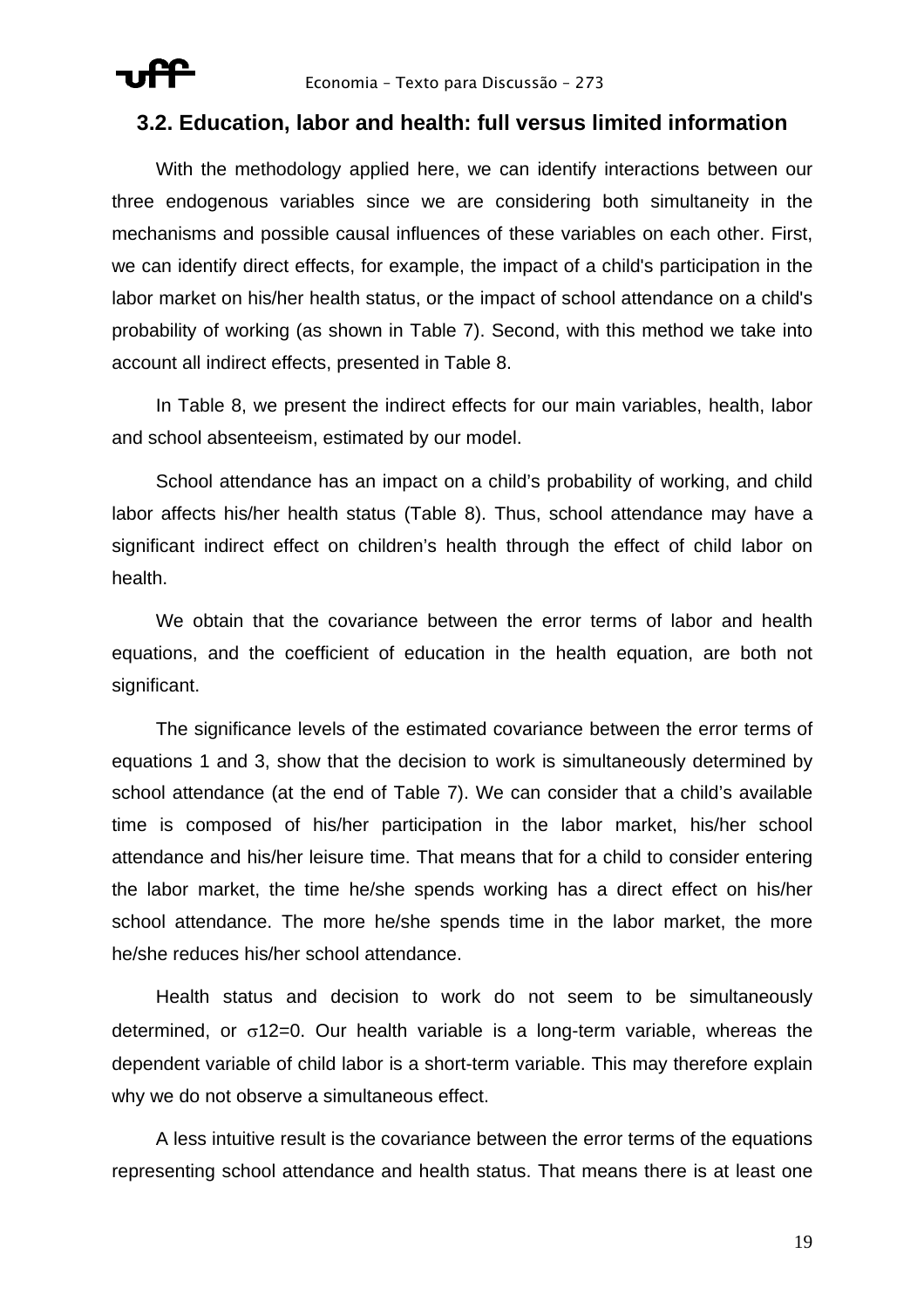### 3.2. Education, labor and health: full versus limited information

With the methodology applied here, we can identify interactions between our three endogenous variables since we are considering both simultaneity in the mechanisms and possible causal influences of these variables on each other. First, we can identify direct effects, for example, the impact of a child's participation in the labor market on his/her health status, or the impact of school attendance on a child's probability of working (as shown in Table 7). Second, with this method we take into account all indirect effects, presented in Table 8.

In Table 8, we present the indirect effects for our main variables, health, labor and school absenteeism, estimated by our model.

School attendance has an impact on a child's probability of working, and child labor affects his/her health status (Table 8). Thus, school attendance may have a significant indirect effect on children's health through the effect of child labor on health.

We obtain that the covariance between the error terms of labor and health equations, and the coefficient of education in the health equation, are both not significant.

The significance levels of the estimated covariance between the error terms of equations 1 and 3, show that the decision to work is simultaneously determined by school attendance (at the end of Table 7). We can consider that a child's available time is composed of his/her participation in the labor market, his/her school attendance and his/her leisure time. That means that for a child to consider entering the labor market, the time he/she spends working has a direct effect on his/her school attendance. The more he/she spends time in the labor market, the more he/she reduces his/her school attendance.

Health status and decision to work do not seem to be simultaneously determined, or $\sigma 12=0$. Our health variable is a long-term variable, whereas the dependent variable of child labor is a short-term variable. This may therefore explain why we do not observe a simultaneous effect.

A less intuitive result is the covariance between the error terms of the equations representing school attendance and health status. That means there is at least one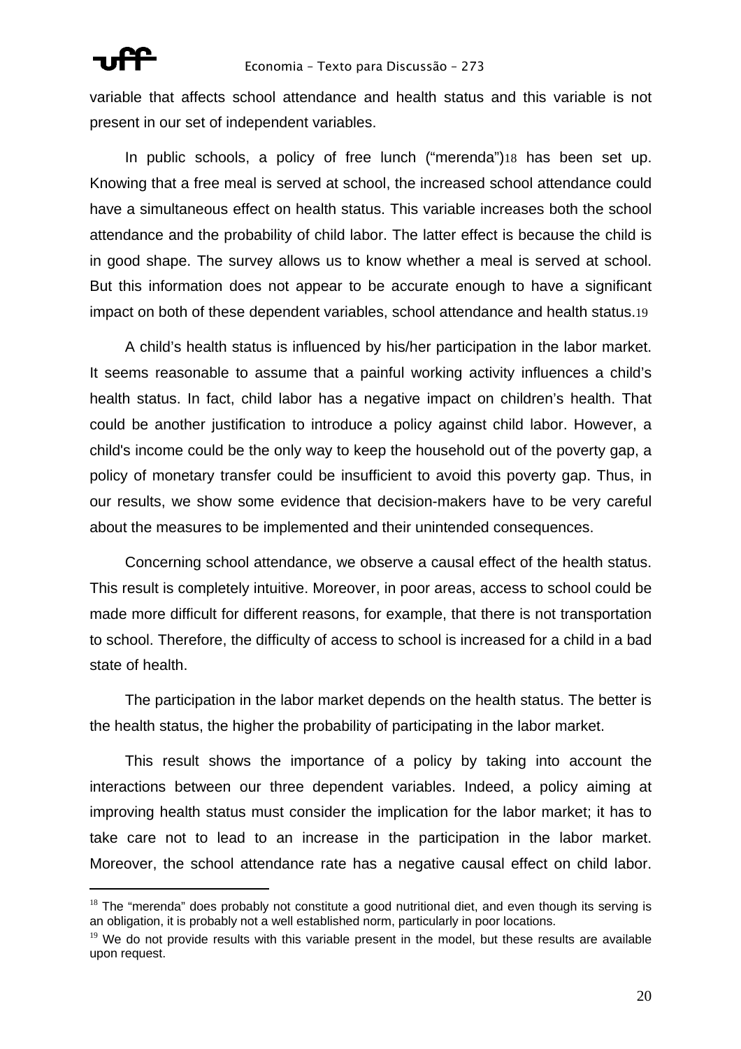variable that affects school attendance and health status and this variable is not present in our set of independent variables.

In public schools, a policy of free lunch ("merenda")[18] has been set up. Knowing that a free meal is served at school, the increased school attendance could have a simultaneous effect on health status. This variable increases both the school attendance and the probability of child labor. The latter effect is because the child is in good shape. The survey allows us to know whether a meal is served at school. But this information does not appear to be accurate enough to have a significant impact on both of these dependent variables, school attendance and health status.[19]

A child's health status is influenced by his/her participation in the labor market. It seems reasonable to assume that a painful working activity influences a child's health status. In fact, child labor has a negative impact on children's health. That could be another justification to introduce a policy against child labor. However, a child's income could be the only way to keep the household out of the poverty gap, a policy of monetary transfer could be insufficient to avoid this poverty gap. Thus, in our results, we show some evidence that decision-makers have to be very careful about the measures to be implemented and their unintended consequences.

Concerning school attendance, we observe a causal effect of the health status. This result is completely intuitive. Moreover, in poor areas, access to school could be made more difficult for different reasons, for example, that there is not transportation to school. Therefore, the difficulty of access to school is increased for a child in a bad state of health.

The participation in the labor market depends on the health status. The better is the health status, the higher the probability of participating in the labor market.

This result shows the importance of a policy by taking into account the interactions between our three dependent variables. Indeed, a policy aiming at improving health status must consider the implication for the labor market; it has to take care not to lead to an increase in the participation in the labor market. Moreover, the school attendance rate has a negative causal effect on child labor.

---

[18] The "merenda" does probably not constitute a good nutritional diet, and even though its serving is an obligation, it is probably not a well established norm, particularly in poor locations.

[19] We do not provide results with this variable present in the model, but these results are available upon request.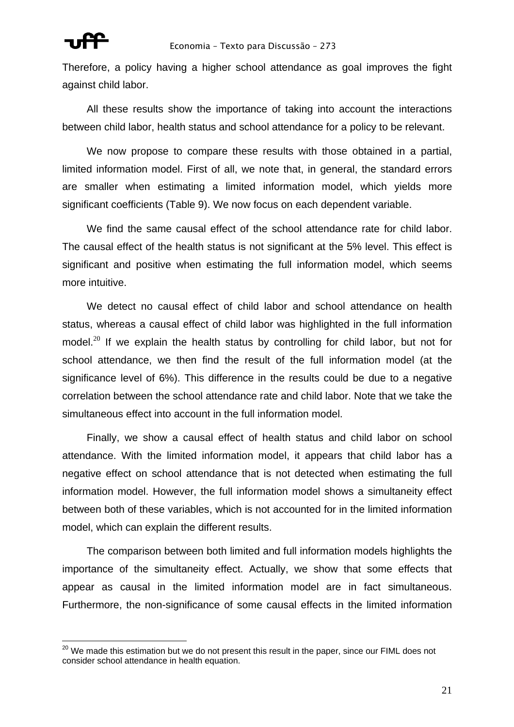Therefore, a policy having a higher school attendance as goal improves the fight against child labor.

All these results show the importance of taking into account the interactions between child labor, health status and school attendance for a policy to be relevant.

We now propose to compare these results with those obtained in a partial, limited information model. First of all, we note that, in general, the standard errors are smaller when estimating a limited information model, which yields more significant coefficients (Table 9). We now focus on each dependent variable.

We find the same causal effect of the school attendance rate for child labor. The causal effect of the health status is not significant at the 5% level. This effect is significant and positive when estimating the full information model, which seems more intuitive.

We detect no causal effect of child labor and school attendance on health status, whereas a causal effect of child labor was highlighted in the full information model.[20] If we explain the health status by controlling for child labor, but not for school attendance, we then find the result of the full information model (at the significance level of 6%). This difference in the results could be due to a negative correlation between the school attendance rate and child labor. Note that we take the simultaneous effect into account in the full information model.

Finally, we show a causal effect of health status and child labor on school attendance. With the limited information model, it appears that child labor has a negative effect on school attendance that is not detected when estimating the full information model. However, the full information model shows a simultaneity effect between both of these variables, which is not accounted for in the limited information model, which can explain the different results.

The comparison between both limited and full information models highlights the importance of the simultaneity effect. Actually, we show that some effects that appear as causal in the limited information model are in fact simultaneous. Furthermore, the non-significance of some causal effects in the limited information

---

[20] We made this estimation but we do not present this result in the paper, since our FIML does not consider school attendance in health equation.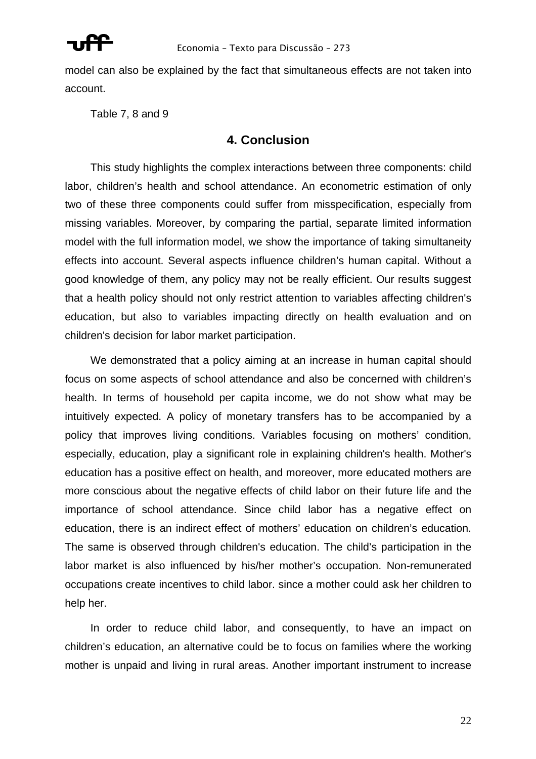model can also be explained by the fact that simultaneous effects are not taken into account.

Table 7, 8 and 9

## 4. Conclusion

This study highlights the complex interactions between three components: child labor, children's health and school attendance. An econometric estimation of only two of these three components could suffer from misspecification, especially from missing variables. Moreover, by comparing the partial, separate limited information model with the full information model, we show the importance of taking simultaneity effects into account. Several aspects influence children's human capital. Without a good knowledge of them, any policy may not be really efficient. Our results suggest that a health policy should not only restrict attention to variables affecting children's education, but also to variables impacting directly on health evaluation and on children's decision for labor market participation.

We demonstrated that a policy aiming at an increase in human capital should focus on some aspects of school attendance and also be concerned with children's health. In terms of household per capita income, we do not show what may be intuitively expected. A policy of monetary transfers has to be accompanied by a policy that improves living conditions. Variables focusing on mothers' condition, especially, education, play a significant role in explaining children's health. Mother's education has a positive effect on health, and moreover, more educated mothers are more conscious about the negative effects of child labor on their future life and the importance of school attendance. Since child labor has a negative effect on education, there is an indirect effect of mothers' education on children's education. The same is observed through children's education. The child's participation in the labor market is also influenced by his/her mother's occupation. Non-remunerated occupations create incentives to child labor. since a mother could ask her children to help her.

In order to reduce child labor, and consequently, to have an impact on children's education, an alternative could be to focus on families where the working mother is unpaid and living in rural areas. Another important instrument to increase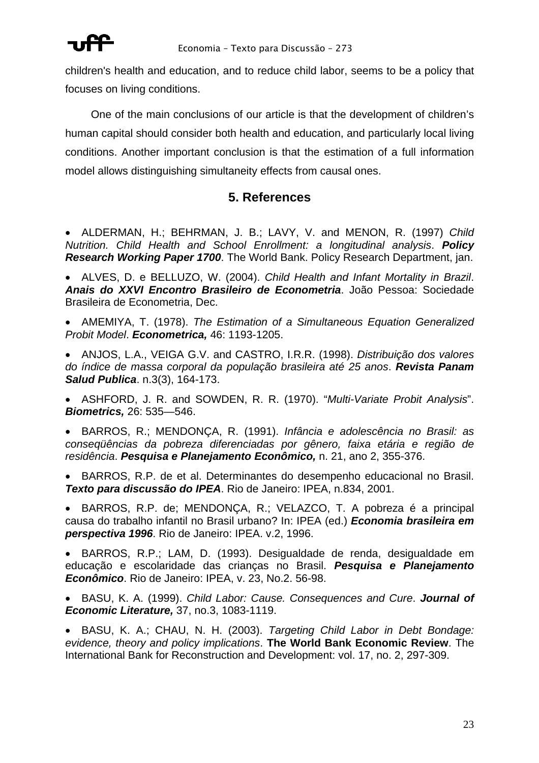children's health and education, and to reduce child labor, seems to be a policy that focuses on living conditions.

One of the main conclusions of our article is that the development of children's human capital should consider both health and education, and particularly local living conditions. Another important conclusion is that the estimation of a full information model allows distinguishing simultaneity effects from causal ones.

## 5. References

- ALDERMAN, H.; BEHRMAN, J. B.; LAVY, V. and MENON, R. (1997) *Child Nutrition. Child Health and School Enrollment: a longitudinal analysis*. ***Policy Research Working Paper 1700***. The World Bank. Policy Research Department, jan.
- ALVES, D. e BELLUZO, W. (2004). *Child Health and Infant Mortality in Brazil*. ***Anais do XXVI Encontro Brasileiro de Econometria***. João Pessoa: Sociedade Brasileira de Econometria, Dec.
- AMEMIYA, T. (1978). *The Estimation of a Simultaneous Equation Generalized Probit Model*. ***Econometrica,*** 46: 1193-1205.
- ANJOS, L.A., VEIGA G.V. and CASTRO, I.R.R. (1998). *Distribuição dos valores do índice de massa corporal da população brasileira até 25 anos*. ***Revista Panam Salud Publica***. n.3(3), 164-173.
- ASHFORD, J. R. and SOWDEN, R. R. (1970). "*Multi-Variate Probit Analysis*". ***Biometrics,*** 26: 535—546.
- BARROS, R.; MENDONÇA, R. (1991). *Infância e adolescência no Brasil: as conseqüências da pobreza diferenciadas por gênero, faixa etária e região de residência*. ***Pesquisa e Planejamento Econômico,*** n. 21, ano 2, 355-376.
- BARROS, R.P. de et al. Determinantes do desempenho educacional no Brasil. ***Texto para discussão do IPEA***. Rio de Janeiro: IPEA, n.834, 2001.
- BARROS, R.P. de; MENDONÇA, R.; VELAZCO, T. A pobreza é a principal causa do trabalho infantil no Brasil urbano? In: IPEA (ed.) ***Economia brasileira em perspectiva 1996***. Rio de Janeiro: IPEA. v.2, 1996.
- BARROS, R.P.; LAM, D. (1993). Desigualdade de renda, desigualdade em educação e escolaridade das crianças no Brasil. ***Pesquisa e Planejamento Econômico***. Rio de Janeiro: IPEA, v. 23, No.2. 56-98.
- BASU, K. A. (1999). *Child Labor: Cause. Consequences and Cure*. ***Journal of Economic Literature,*** 37, no.3, 1083-1119.
- BASU, K. A.; CHAU, N. H. (2003). *Targeting Child Labor in Debt Bondage: evidence, theory and policy implications*. **The World Bank Economic Review**. The International Bank for Reconstruction and Development: vol. 17, no. 2, 297-309.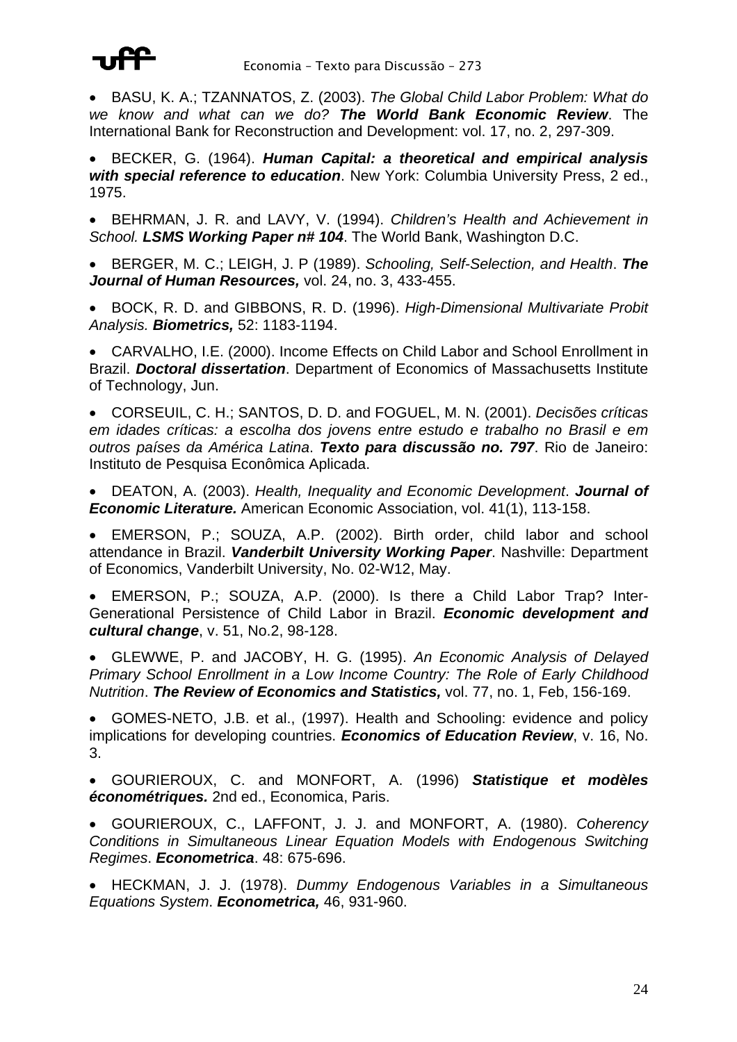- BASU, K. A.; TZANNATOS, Z. (2003). *The Global Child Labor Problem: What do we know and what can we do?* ***The World Bank Economic Review***. The International Bank for Reconstruction and Development: vol. 17, no. 2, 297-309.

- BECKER, G. (1964). ***Human Capital: a theoretical and empirical analysis with special reference to education***. New York: Columbia University Press, 2 ed., 1975.

- BEHRMAN, J. R. and LAVY, V. (1994). *Children's Health and Achievement in School.* ***LSMS Working Paper n# 104***. The World Bank, Washington D.C.

- BERGER, M. C.; LEIGH, J. P (1989). *Schooling, Self-Selection, and Health*. ***The Journal of Human Resources,*** vol. 24, no. 3, 433-455.

- BOCK, R. D. and GIBBONS, R. D. (1996). *High-Dimensional Multivariate Probit Analysis.* ***Biometrics,*** 52: 1183-1194.

- CARVALHO, I.E. (2000). Income Effects on Child Labor and School Enrollment in Brazil. ***Doctoral dissertation***. Department of Economics of Massachusetts Institute of Technology, Jun.

- CORSEUIL, C. H.; SANTOS, D. D. and FOGUEL, M. N. (2001). *Decisões críticas em idades críticas: a escolha dos jovens entre estudo e trabalho no Brasil e em outros países da América Latina*. ***Texto para discussão no. 797***. Rio de Janeiro: Instituto de Pesquisa Econômica Aplicada.

- DEATON, A. (2003). *Health, Inequality and Economic Development*. ***Journal of Economic Literature.*** American Economic Association, vol. 41(1), 113-158.

- EMERSON, P.; SOUZA, A.P. (2002). Birth order, child labor and school attendance in Brazil. ***Vanderbilt University Working Paper***. Nashville: Department of Economics, Vanderbilt University, No. 02-W12, May.

- EMERSON, P.; SOUZA, A.P. (2000). Is there a Child Labor Trap? Inter-Generational Persistence of Child Labor in Brazil. ***Economic development and cultural change***, v. 51, No.2, 98-128.

- GLEWWE, P. and JACOBY, H. G. (1995). *An Economic Analysis of Delayed Primary School Enrollment in a Low Income Country: The Role of Early Childhood Nutrition*. ***The Review of Economics and Statistics,*** vol. 77, no. 1, Feb, 156-169.

- GOMES-NETO, J.B. et al., (1997). Health and Schooling: evidence and policy implications for developing countries. ***Economics of Education Review***, v. 16, No. 3.

- GOURIEROUX, C. and MONFORT, A. (1996) ***Statistique et modèles économétriques.*** 2nd ed., Economica, Paris.

- GOURIEROUX, C., LAFFONT, J. J. and MONFORT, A. (1980). *Coherency Conditions in Simultaneous Linear Equation Models with Endogenous Switching Regimes*. ***Econometrica***. 48: 675-696.

- HECKMAN, J. J. (1978). *Dummy Endogenous Variables in a Simultaneous Equations System*. ***Econometrica,*** 46, 931-960.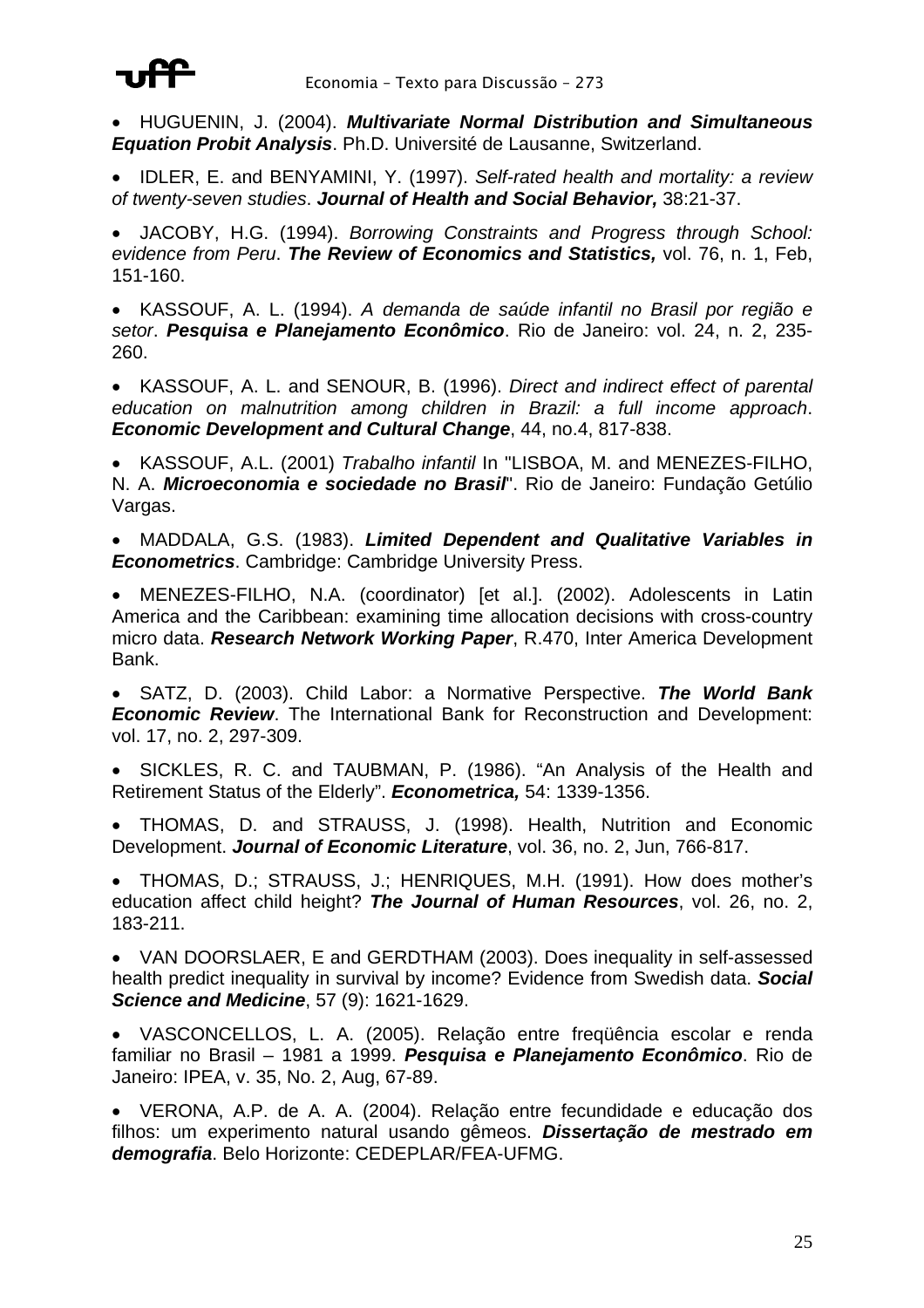- HUGUENIN, J. (2004). ***Multivariate Normal Distribution and Simultaneous Equation Probit Analysis***. Ph.D. Université de Lausanne, Switzerland.

- IDLER, E. and BENYAMINI, Y. (1997). *Self-rated health and mortality: a review of twenty-seven studies*. ***Journal of Health and Social Behavior,*** 38:21-37.

- JACOBY, H.G. (1994). *Borrowing Constraints and Progress through School: evidence from Peru*. ***The Review of Economics and Statistics,*** vol. 76, n. 1, Feb, 151-160.

- KASSOUF, A. L. (1994). *A demanda de saúde infantil no Brasil por região e setor*. ***Pesquisa e Planejamento Econômico***. Rio de Janeiro: vol. 24, n. 2, 235-260.

- KASSOUF, A. L. and SENOUR, B. (1996). *Direct and indirect effect of parental education on malnutrition among children in Brazil: a full income approach*. ***Economic Development and Cultural Change***, 44, no.4, 817-838.

- KASSOUF, A.L. (2001) *Trabalho infantil* In "LISBOA, M. and MENEZES-FILHO, N. A. ***Microeconomia e sociedade no Brasil***". Rio de Janeiro: Fundação Getúlio Vargas.

- MADDALA, G.S. (1983). ***Limited Dependent and Qualitative Variables in Econometrics***. Cambridge: Cambridge University Press.

- MENEZES-FILHO, N.A. (coordinator) [et al.]. (2002). Adolescents in Latin America and the Caribbean: examining time allocation decisions with cross-country micro data. ***Research Network Working Paper***, R.470, Inter America Development Bank.

- SATZ, D. (2003). Child Labor: a Normative Perspective. ***The World Bank Economic Review***. The International Bank for Reconstruction and Development: vol. 17, no. 2, 297-309.

- SICKLES, R. C. and TAUBMAN, P. (1986). "An Analysis of the Health and Retirement Status of the Elderly". ***Econometrica,*** 54: 1339-1356.

- THOMAS, D. and STRAUSS, J. (1998). Health, Nutrition and Economic Development. ***Journal of Economic Literature***, vol. 36, no. 2, Jun, 766-817.

- THOMAS, D.; STRAUSS, J.; HENRIQUES, M.H. (1991). How does mother's education affect child height? ***The Journal of Human Resources***, vol. 26, no. 2, 183-211.

- VAN DOORSLAER, E and GERDTHAM (2003). Does inequality in self-assessed health predict inequality in survival by income? Evidence from Swedish data. ***Social Science and Medicine***, 57 (9): 1621-1629.

- VASCONCELLOS, L. A. (2005). Relação entre freqüência escolar e renda familiar no Brasil – 1981 a 1999. ***Pesquisa e Planejamento Econômico***. Rio de Janeiro: IPEA, v. 35, No. 2, Aug, 67-89.

- VERONA, A.P. de A. A. (2004). Relação entre fecundidade e educação dos filhos: um experimento natural usando gêmeos. ***Dissertação de mestrado em demografia***. Belo Horizonte: CEDEPLAR/FEA-UFMG.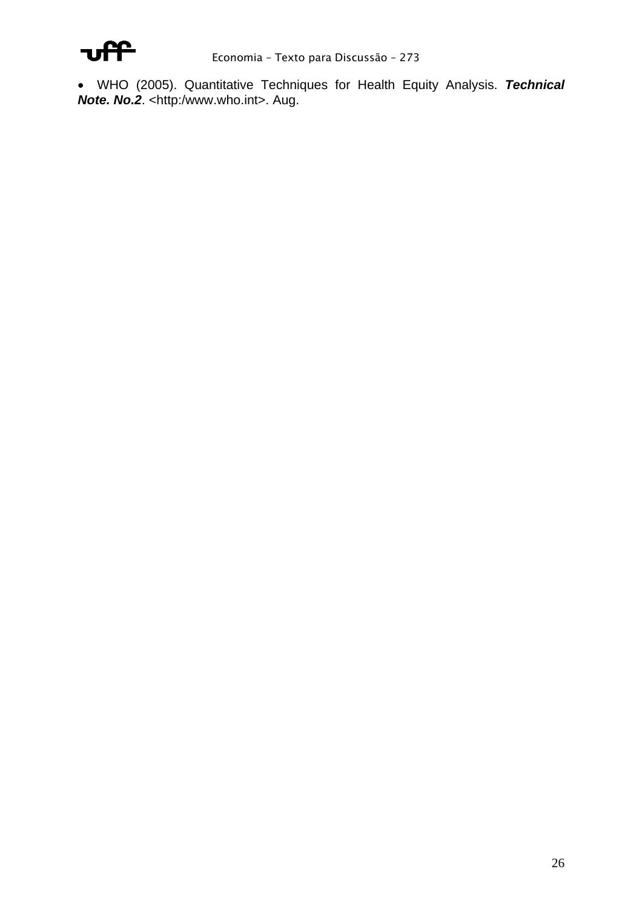- WHO (2005). Quantitative Techniques for Health Equity Analysis. ***Technical Note. No.2***. <http:/www.who.int>. Aug.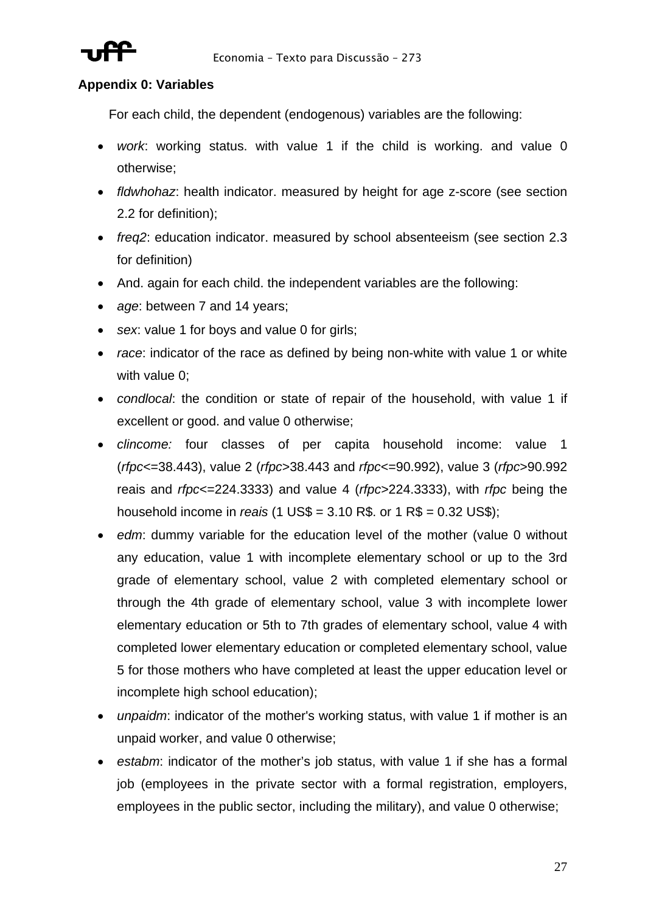**Appendix 0: Variables**

For each child, the dependent (endogenous) variables are the following:

- *work*: working status. with value 1 if the child is working. and value 0 otherwise;
- *fldwhohaz*: health indicator. measured by height for age z-score (see section 2.2 for definition);
- *freq2*: education indicator. measured by school absenteeism (see section 2.3 for definition)
- And. again for each child. the independent variables are the following:
- *age*: between 7 and 14 years;
- *sex*: value 1 for boys and value 0 for girls;
- *race*: indicator of the race as defined by being non-white with value 1 or white with value 0;
- *condlocal*: the condition or state of repair of the household, with value 1 if excellent or good. and value 0 otherwise;
- *clincome:* four classes of per capita household income: value 1 (*rfpc*<=38.443), value 2 (*rfpc*>38.443 and *rfpc*<=90.992), value 3 (*rfpc*>90.992 reais and *rfpc*<=224.3333) and value 4 (*rfpc*>224.3333), with *rfpc* being the household income in *reais* (1 US$ = 3.10 R$. or 1 R$ = 0.32 US$);
- *edm*: dummy variable for the education level of the mother (value 0 without any education, value 1 with incomplete elementary school or up to the 3rd grade of elementary school, value 2 with completed elementary school or through the 4th grade of elementary school, value 3 with incomplete lower elementary education or 5th to 7th grades of elementary school, value 4 with completed lower elementary education or completed elementary school, value 5 for those mothers who have completed at least the upper education level or incomplete high school education);
- *unpaidm*: indicator of the mother's working status, with value 1 if mother is an unpaid worker, and value 0 otherwise;
- *estabm*: indicator of the mother's job status, with value 1 if she has a formal job (employees in the private sector with a formal registration, employers, employees in the public sector, including the military), and value 0 otherwise;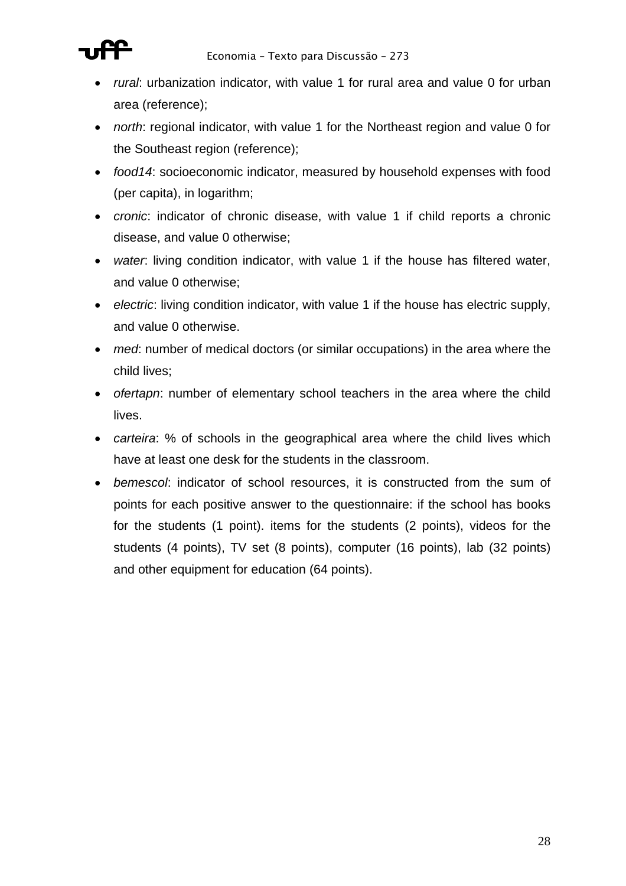- *rural*: urbanization indicator, with value 1 for rural area and value 0 for urban area (reference);
- *north*: regional indicator, with value 1 for the Northeast region and value 0 for the Southeast region (reference);
- *food14*: socioeconomic indicator, measured by household expenses with food (per capita), in logarithm;
- *cronic*: indicator of chronic disease, with value 1 if child reports a chronic disease, and value 0 otherwise;
- *water*: living condition indicator, with value 1 if the house has filtered water, and value 0 otherwise;
- *electric*: living condition indicator, with value 1 if the house has electric supply, and value 0 otherwise.
- *med*: number of medical doctors (or similar occupations) in the area where the child lives;
- *ofertapn*: number of elementary school teachers in the area where the child lives.
- *carteira*: % of schools in the geographical area where the child lives which have at least one desk for the students in the classroom.
- *bemescol*: indicator of school resources, it is constructed from the sum of points for each positive answer to the questionnaire: if the school has books for the students (1 point). items for the students (2 points), videos for the students (4 points), TV set (8 points), computer (16 points), lab (32 points) and other equipment for education (64 points).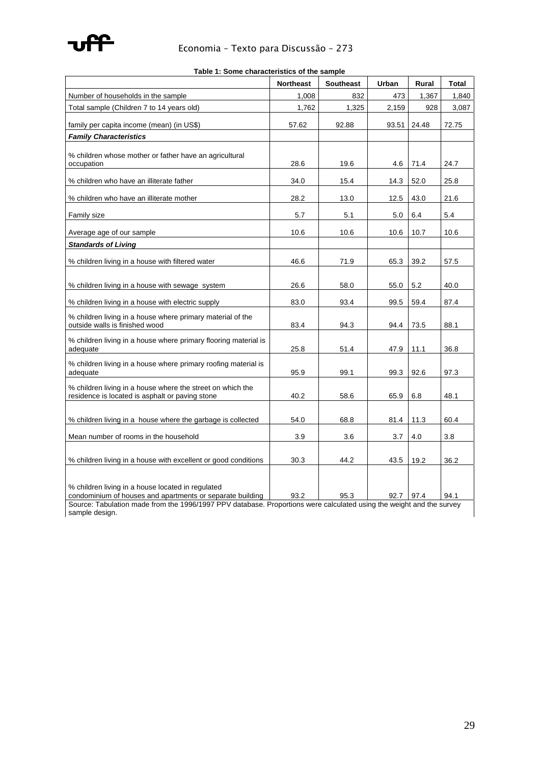**Table 1: Some characteristics of the sample**

| | Northeast | Southeast | Urban | Rural | Total |
|---|---|---|---|---|---|
| Number of households in the sample | 1,008 | 832 | 473 | 1,367 | 1,840 |
| Total sample (Children 7 to 14 years old) | 1,762 | 1,325 | 2,159 | 928 | 3,087 |
| family per capita income (mean) (in US$) | 57.62 | 92.88 | 93.51 | 24.48 | 72.75 |
| ***Family Characteristics*** | | | | | |
| % children whose mother or father have an agricultural occupation | 28.6 | 19.6 | 4.6 | 71.4 | 24.7 |
| % children who have an illiterate father | 34.0 | 15.4 | 14.3 | 52.0 | 25.8 |
| % children who have an illiterate mother | 28.2 | 13.0 | 12.5 | 43.0 | 21.6 |
| Family size | 5.7 | 5.1 | 5.0 | 6.4 | 5.4 |
| Average age of our sample | 10.6 | 10.6 | 10.6 | 10.7 | 10.6 |
| ***Standards of Living*** | | | | | |
| % children living in a house with filtered water | 46.6 | 71.9 | 65.3 | 39.2 | 57.5 |
| % children living in a house with sewage system | 26.6 | 58.0 | 55.0 | 5.2 | 40.0 |
| % children living in a house with electric supply | 83.0 | 93.4 | 99.5 | 59.4 | 87.4 |
| % children living in a house where primary material of the outside walls is finished wood | 83.4 | 94.3 | 94.4 | 73.5 | 88.1 |
| % children living in a house where primary flooring material is adequate | 25.8 | 51.4 | 47.9 | 11.1 | 36.8 |
| % children living in a house where primary roofing material is adequate | 95.9 | 99.1 | 99.3 | 92.6 | 97.3 |
| % children living in a house where the street on which the residence is located is asphalt or paving stone | 40.2 | 58.6 | 65.9 | 6.8 | 48.1 |
| % children living in a house where the garbage is collected | 54.0 | 68.8 | 81.4 | 11.3 | 60.4 |
| Mean number of rooms in the household | 3.9 | 3.6 | 3.7 | 4.0 | 3.8 |
| % children living in a house with excellent or good conditions | 30.3 | 44.2 | 43.5 | 19.2 | 36.2 |
| % children living in a house located in regulated condominium of houses and apartments or separate building | 93.2 | 95.3 | 92.7 | 97.4 | 94.1 |

Source: Tabulation made from the 1996/1997 PPV database. Proportions were calculated using the weight and the survey sample design.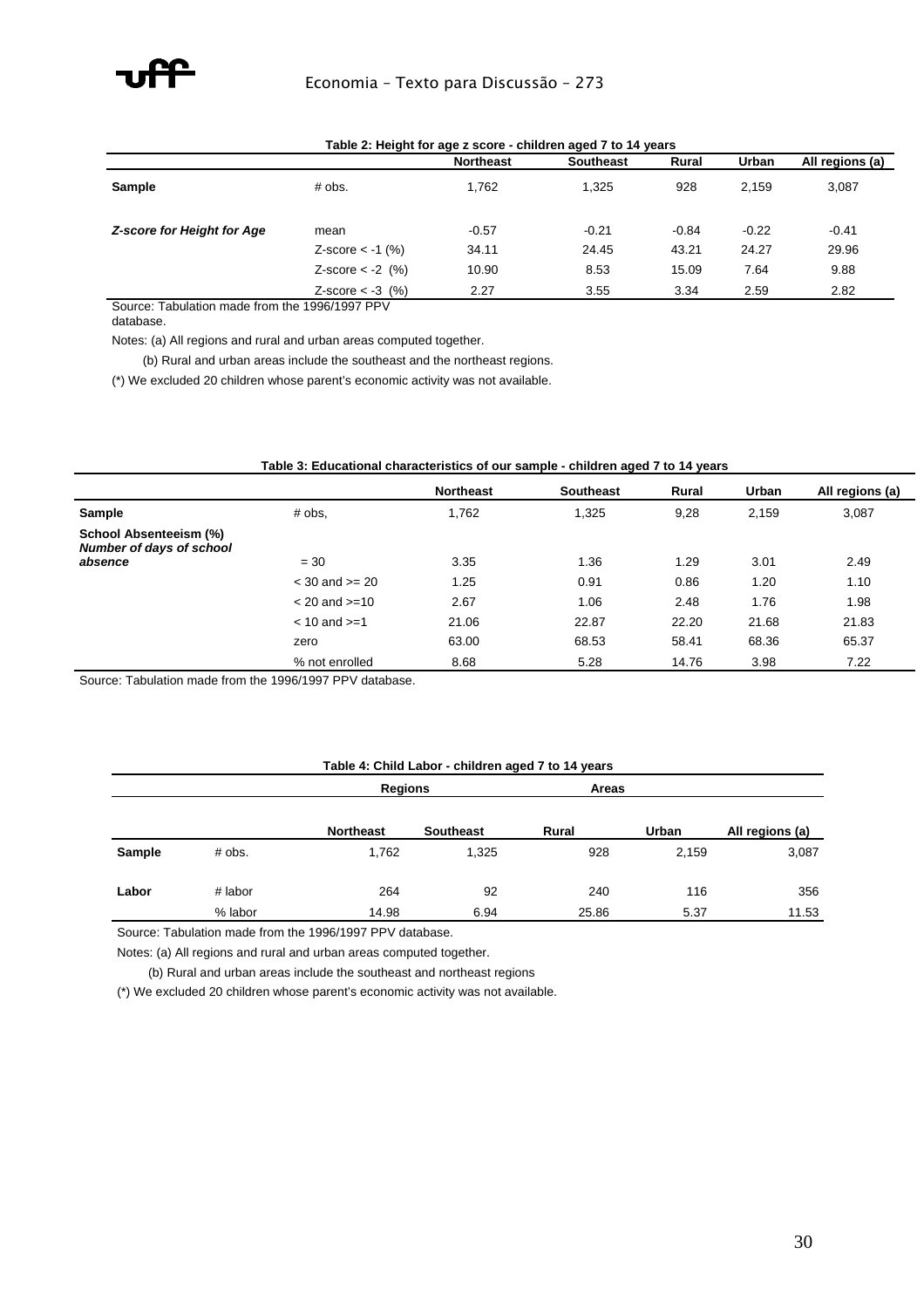**Table 2: Height for age z score - children aged 7 to 14 years**

| | | Northeast | Southeast | Rural | Urban | All regions (a) |
|---|---|---|---|---|---|---|
| **Sample** | # obs. | 1,762 | 1,325 | 928 | 2,159 | 3,087 |
| ***Z-score for Height for Age*** | mean | -0.57 | -0.21 | -0.84 | -0.22 | -0.41 |
| | Z-score < -1 (%) | 34.11 | 24.45 | 43.21 | 24.27 | 29.96 |
| | Z-score < -2 (%) | 10.90 | 8.53 | 15.09 | 7.64 | 9.88 |
| | Z-score < -3 (%) | 2.27 | 3.55 | 3.34 | 2.59 | 2.82 |

Source: Tabulation made from the 1996/1997 PPV database.

Notes: (a) All regions and rural and urban areas computed together.

(b) Rural and urban areas include the southeast and the northeast regions.

(*) We excluded 20 children whose parent's economic activity was not available.

**Table 3: Educational characteristics of our sample - children aged 7 to 14 years**

| | | Northeast | Southeast | Rural | Urban | All regions (a) |
|---|---|---|---|---|---|---|
| **Sample** | # obs, | 1,762 | 1,325 | 9,28 | 2,159 | 3,087 |
| **School Absenteeism (%)** ***Number of days of school absence*** | = 30 | 3.35 | 1.36 | 1.29 | 3.01 | 2.49 |
| | < 30 and >= 20 | 1.25 | 0.91 | 0.86 | 1.20 | 1.10 |
| | < 20 and >=10 | 2.67 | 1.06 | 2.48 | 1.76 | 1.98 |
| | < 10 and >=1 | 21.06 | 22.87 | 22.20 | 21.68 | 21.83 |
| | zero | 63.00 | 68.53 | 58.41 | 68.36 | 65.37 |
| | % not enrolled | 8.68 | 5.28 | 14.76 | 3.98 | 7.22 |

Source: Tabulation made from the 1996/1997 PPV database.

**Table 4: Child Labor - children aged 7 to 14 years**

| | | Regions | | Areas | | |
|---|---|---|---|---|---|---|
| | | Northeast | Southeast | Rural | Urban | All regions (a) |
| **Sample** | # obs. | 1,762 | 1,325 | 928 | 2,159 | 3,087 |
| **Labor** | # labor | 264 | 92 | 240 | 116 | 356 |
| | % labor | 14.98 | 6.94 | 25.86 | 5.37 | 11.53 |

Source: Tabulation made from the 1996/1997 PPV database.

Notes: (a) All regions and rural and urban areas computed together.

(b) Rural and urban areas include the southeast and northeast regions

(*) We excluded 20 children whose parent's economic activity was not available.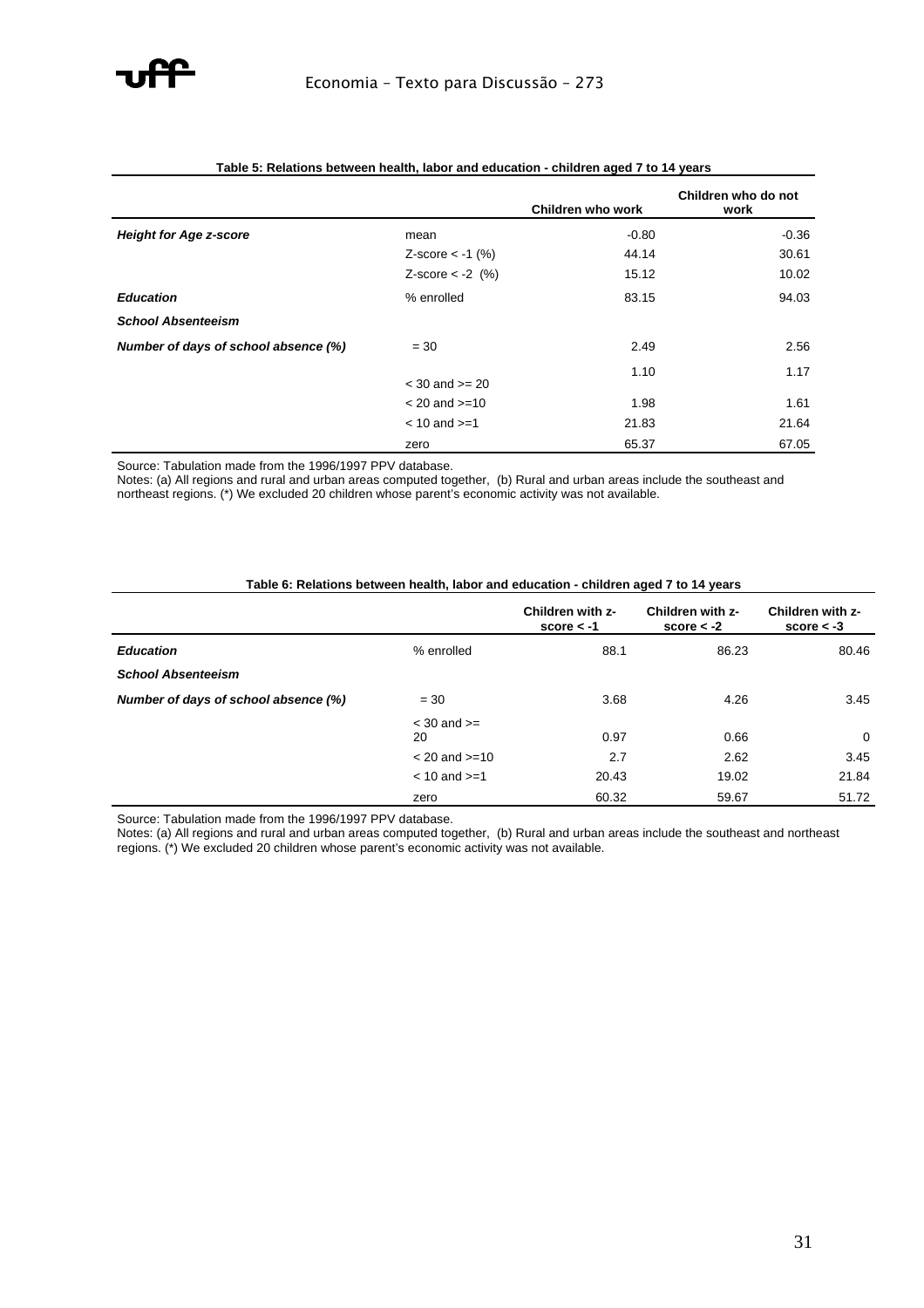**Table 5: Relations between health, labor and education - children aged 7 to 14 years**

| | | Children who work | Children who do not work |
|---|---|---|---|
| ***Height for Age z-score*** | mean | -0.80 | -0.36 |
| | Z-score < -1 (%) | 44.14 | 30.61 |
| | Z-score < -2 (%) | 15.12 | 10.02 |
| ***Education*** | % enrolled | 83.15 | 94.03 |
| ***School Absenteeism*** | | | |
| ***Number of days of school absence (%)*** | = 30 | 2.49 | 2.56 |
| | < 30 and >= 20 | 1.10 | 1.17 |
| | < 20 and >=10 | 1.98 | 1.61 |
| | < 10 and >=1 | 21.83 | 21.64 |
| | zero | 65.37 | 67.05 |

Source: Tabulation made from the 1996/1997 PPV database.
Notes: (a) All regions and rural and urban areas computed together, (b) Rural and urban areas include the southeast and northeast regions. (*) We excluded 20 children whose parent's economic activity was not available.

**Table 6: Relations between health, labor and education - children aged 7 to 14 years**

| | | Children with z-score < -1 | Children with z-score < -2 | Children with z-score < -3 |
|---|---|---|---|---|
| ***Education*** | % enrolled | 88.1 | 86.23 | 80.46 |
| ***School Absenteeism*** | | | | |
| ***Number of days of school absence (%)*** | = 30 | 3.68 | 4.26 | 3.45 |
| | < 30 and >= 20 | 0.97 | 0.66 | 0 |
| | < 20 and >=10 | 2.7 | 2.62 | 3.45 |
| | < 10 and >=1 | 20.43 | 19.02 | 21.84 |
| | zero | 60.32 | 59.67 | 51.72 |

Source: Tabulation made from the 1996/1997 PPV database.
Notes: (a) All regions and rural and urban areas computed together, (b) Rural and urban areas include the southeast and northeast regions. (*) We excluded 20 children whose parent's economic activity was not available.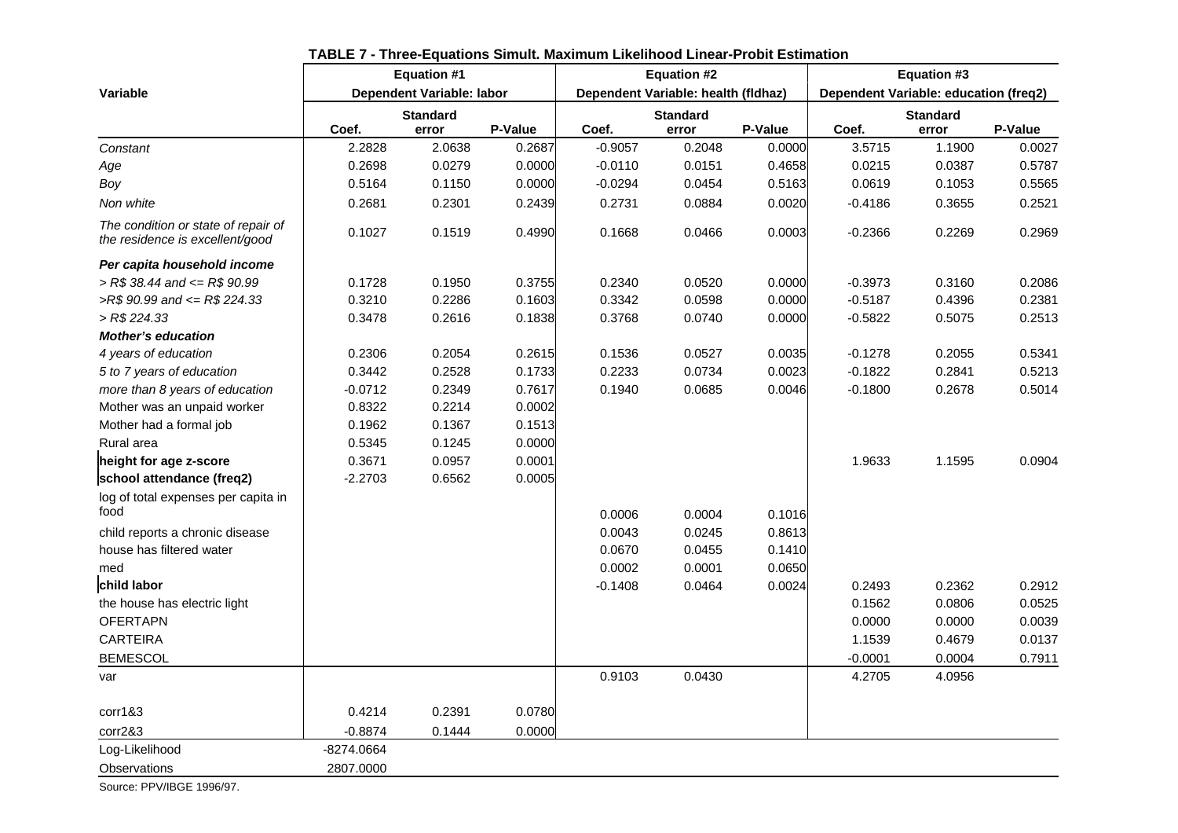**TABLE 7 - Three-Equations Simult. Maximum Likelihood Linear-Probit Estimation**

| Variable | Equation #1 | | | Equation #2 | | | Equation #3 | | |
|---|---|---|---|---|---|---|---|---|---|
| | Dependent Variable: labor | | | Dependent Variable: health (fldhaz) | | | Dependent Variable: education (freq2) | | |
| | Coef. | Standard error | P-Value | Coef. | Standard error | P-Value | Coef. | Standard error | P-Value |
| *Constant* | 2.2828 | 2.0638 | 0.2687 | -0.9057 | 0.2048 | 0.0000 | 3.5715 | 1.1900 | 0.0027 |
| *Age* | 0.2698 | 0.0279 | 0.0000 | -0.0110 | 0.0151 | 0.4658 | 0.0215 | 0.0387 | 0.5787 |
| *Boy* | 0.5164 | 0.1150 | 0.0000 | -0.0294 | 0.0454 | 0.5163 | 0.0619 | 0.1053 | 0.5565 |
| *Non white* | 0.2681 | 0.2301 | 0.2439 | 0.2731 | 0.0884 | 0.0020 | -0.4186 | 0.3655 | 0.2521 |
| *The condition or state of repair of the residence is excellent/good* | 0.1027 | 0.1519 | 0.4990 | 0.1668 | 0.0466 | 0.0003 | -0.2366 | 0.2269 | 0.2969 |
| ***Per capita household income*** | | | | | | | | | |
| *> R$ 38.44 and <= R$ 90.99* | 0.1728 | 0.1950 | 0.3755 | 0.2340 | 0.0520 | 0.0000 | -0.3973 | 0.3160 | 0.2086 |
| *>R$ 90.99 and <= R$ 224.33* | 0.3210 | 0.2286 | 0.1603 | 0.3342 | 0.0598 | 0.0000 | -0.5187 | 0.4396 | 0.2381 |
| *> R$ 224.33* | 0.3478 | 0.2616 | 0.1838 | 0.3768 | 0.0740 | 0.0000 | -0.5822 | 0.5075 | 0.2513 |
| ***Mother's education*** | | | | | | | | | |
| *4 years of education* | 0.2306 | 0.2054 | 0.2615 | 0.1536 | 0.0527 | 0.0035 | -0.1278 | 0.2055 | 0.5341 |
| *5 to 7 years of education* | 0.3442 | 0.2528 | 0.1733 | 0.2233 | 0.0734 | 0.0023 | -0.1822 | 0.2841 | 0.5213 |
| *more than 8 years of education* | -0.0712 | 0.2349 | 0.7617 | 0.1940 | 0.0685 | 0.0046 | -0.1800 | 0.2678 | 0.5014 |
| Mother was an unpaid worker | 0.8322 | 0.2214 | 0.0002 | | | | | | |
| Mother had a formal job | 0.1962 | 0.1367 | 0.1513 | | | | | | |
| Rural area | 0.5345 | 0.1245 | 0.0000 | | | | | | |
| **height for age z-score** | 0.3671 | 0.0957 | 0.0001 | | | | 1.9633 | 1.1595 | 0.0904 |
| **school attendance (freq2)** | -2.2703 | 0.6562 | 0.0005 | | | | | | |
| log of total expenses per capita in food | | | | 0.0006 | 0.0004 | 0.1016 | | | |
| child reports a chronic disease | | | | 0.0043 | 0.0245 | 0.8613 | | | |
| house has filtered water | | | | 0.0670 | 0.0455 | 0.1410 | | | |
| med | | | | 0.0002 | 0.0001 | 0.0650 | | | |
| **child labor** | | | | -0.1408 | 0.0464 | 0.0024 | 0.2493 | 0.2362 | 0.2912 |
| the house has electric light | | | | | | | 0.1562 | 0.0806 | 0.0525 |
| OFERTAPN | | | | | | | 0.0000 | 0.0000 | 0.0039 |
| CARTEIRA | | | | | | | 1.1539 | 0.4679 | 0.0137 |
| BEMESCOL | | | | | | | -0.0001 | 0.0004 | 0.7911 |
| var | | | | 0.9103 | 0.0430 | | 4.2705 | 4.0956 | |
| corr1&3 | 0.4214 | 0.2391 | 0.0780 | | | | | | |
| corr2&3 | -0.8874 | 0.1444 | 0.0000 | | | | | | |
| Log-Likelihood | -8274.0664 | | | | | | | | |
| Observations | 2807.0000 | | | | | | | | |

Source: PPV/IBGE 1996/97.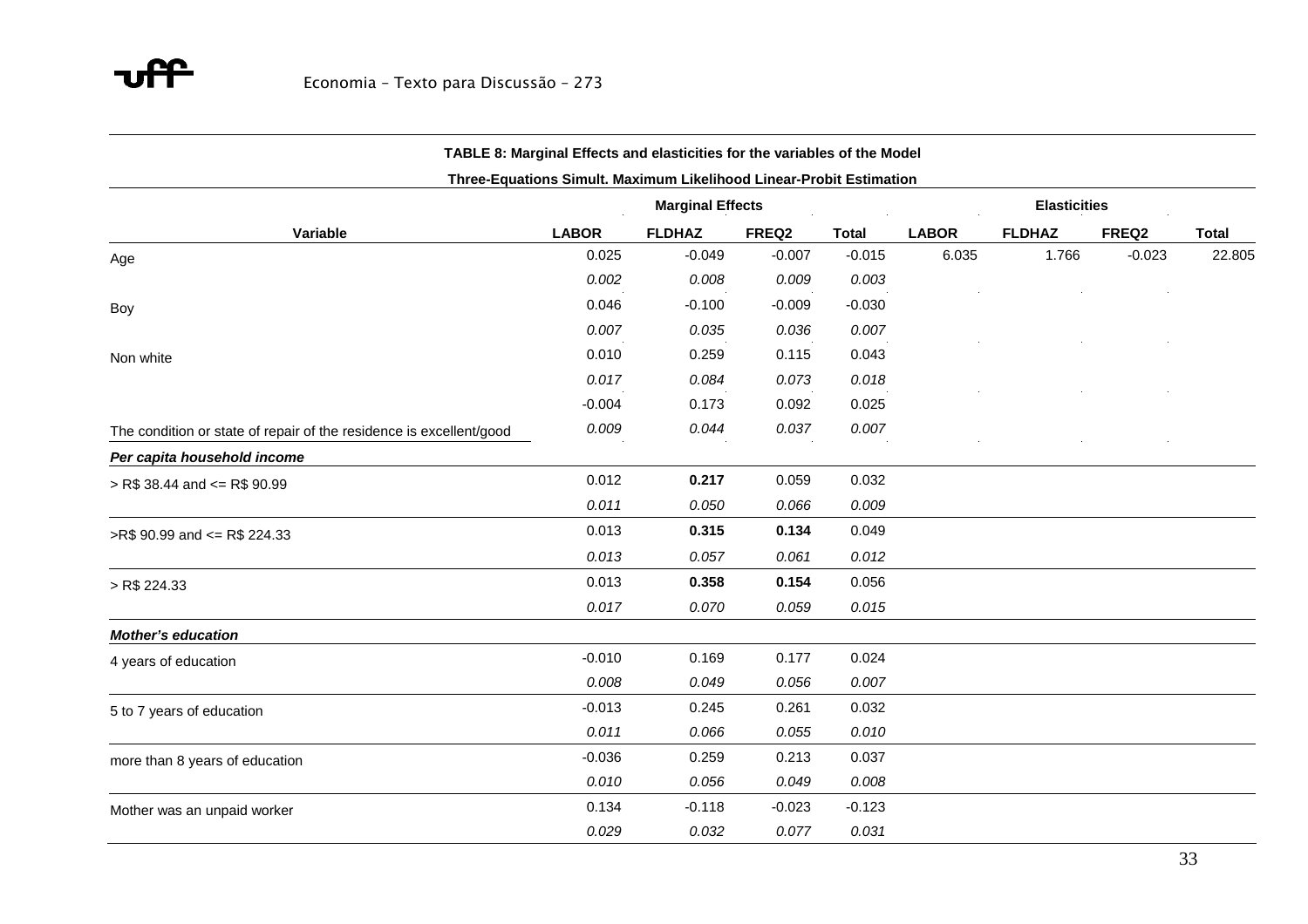**TABLE 8: Marginal Effects and elasticities for the variables of the Model**

**Three-Equations Simult. Maximum Likelihood Linear-Probit Estimation**

| Variable | Marginal Effects | | | | Elasticities | | | |
|---|---|---|---|---|---|---|---|---|
| | **LABOR** | **FLDHAZ** | **FREQ2** | **Total** | **LABOR** | **FLDHAZ** | **FREQ2** | **Total** |
| Age | 0.025 | -0.049 | -0.007 | -0.015 | 6.035 | 1.766 | -0.023 | 22.805 |
| | *0.002* | *0.008* | *0.009* | *0.003* | | | | |
| Boy | 0.046 | -0.100 | -0.009 | -0.030 | | | | |
| | *0.007* | *0.035* | *0.036* | *0.007* | | | | |
| Non white | 0.010 | 0.259 | 0.115 | 0.043 | | | | |
| | *0.017* | *0.084* | *0.073* | *0.018* | | | | |
| The condition or state of repair of the residence is excellent/good | -0.004 | 0.173 | 0.092 | 0.025 | | | | |
| | *0.009* | *0.044* | *0.037* | *0.007* | | | | |
| ***Per capita household income*** | | | | | | | | |
| > R$ 38.44 and <= R$ 90.99 | 0.012 | **0.217** | 0.059 | 0.032 | | | | |
| | *0.011* | *0.050* | *0.066* | *0.009* | | | | |
| >R$ 90.99 and <= R$ 224.33 | 0.013 | **0.315** | **0.134** | 0.049 | | | | |
| | *0.013* | *0.057* | *0.061* | *0.012* | | | | |
| > R$ 224.33 | 0.013 | **0.358** | **0.154** | 0.056 | | | | |
| | *0.017* | *0.070* | *0.059* | *0.015* | | | | |
| ***Mother's education*** | | | | | | | | |
| 4 years of education | -0.010 | 0.169 | 0.177 | 0.024 | | | | |
| | *0.008* | *0.049* | *0.056* | *0.007* | | | | |
| 5 to 7 years of education | -0.013 | 0.245 | 0.261 | 0.032 | | | | |
| | *0.011* | *0.066* | *0.055* | *0.010* | | | | |
| more than 8 years of education | -0.036 | 0.259 | 0.213 | 0.037 | | | | |
| | *0.010* | *0.056* | *0.049* | *0.008* | | | | |
| Mother was an unpaid worker | 0.134 | -0.118 | -0.023 | -0.123 | | | | |
| | *0.029* | *0.032* | *0.077* | *0.031* | | | | |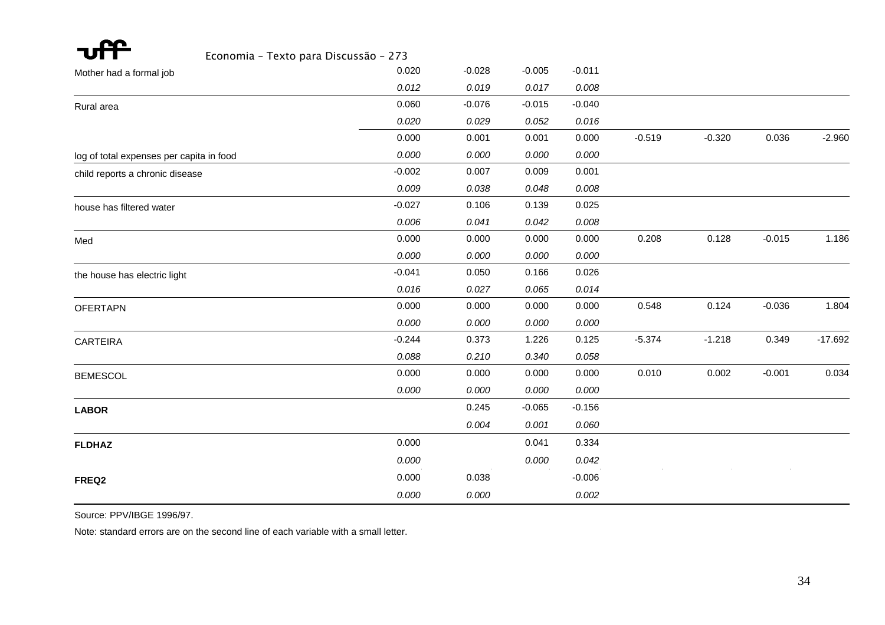| | | | | | | | | |
|---|---|---|---|---|---|---|---|---|
| Mother had a formal job | 0.020 | -0.028 | -0.005 | -0.011 | | | | |
| | *0.012* | *0.019* | *0.017* | *0.008* | | | | |
| Rural area | 0.060 | -0.076 | -0.015 | -0.040 | | | | |
| | *0.020* | *0.029* | *0.052* | *0.016* | | | | |
| | 0.000 | 0.001 | 0.001 | 0.000 | -0.519 | -0.320 | 0.036 | -2.960 |
| log of total expenses per capita in food | *0.000* | *0.000* | *0.000* | *0.000* | | | | |
| child reports a chronic disease | -0.002 | 0.007 | 0.009 | 0.001 | | | | |
| | *0.009* | *0.038* | *0.048* | *0.008* | | | | |
| house has filtered water | -0.027 | 0.106 | 0.139 | 0.025 | | | | |
| | *0.006* | *0.041* | *0.042* | *0.008* | | | | |
| Med | 0.000 | 0.000 | 0.000 | 0.000 | 0.208 | 0.128 | -0.015 | 1.186 |
| | *0.000* | *0.000* | *0.000* | *0.000* | | | | |
| the house has electric light | -0.041 | 0.050 | 0.166 | 0.026 | | | | |
| | *0.016* | *0.027* | *0.065* | *0.014* | | | | |
| OFERTAPN | 0.000 | 0.000 | 0.000 | 0.000 | 0.548 | 0.124 | -0.036 | 1.804 |
| | *0.000* | *0.000* | *0.000* | *0.000* | | | | |
| CARTEIRA | -0.244 | 0.373 | 1.226 | 0.125 | -5.374 | -1.218 | 0.349 | -17.692 |
| | *0.088* | *0.210* | *0.340* | *0.058* | | | | |
| BEMESCOL | 0.000 | 0.000 | 0.000 | 0.000 | 0.010 | 0.002 | -0.001 | 0.034 |
| | *0.000* | *0.000* | *0.000* | *0.000* | | | | |
| **LABOR** | | 0.245 | -0.065 | -0.156 | | | | |
| | | *0.004* | *0.001* | *0.060* | | | | |
| **FLDHAZ** | 0.000 | | 0.041 | 0.334 | | | | |
| | *0.000* | | *0.000* | *0.042* | | | | |
| **FREQ2** | 0.000 | 0.038 | | -0.006 | | | | |
| | *0.000* | *0.000* | | *0.002* | | | | |

Source: PPV/IBGE 1996/97.

Note: standard errors are on the second line of each variable with a small letter.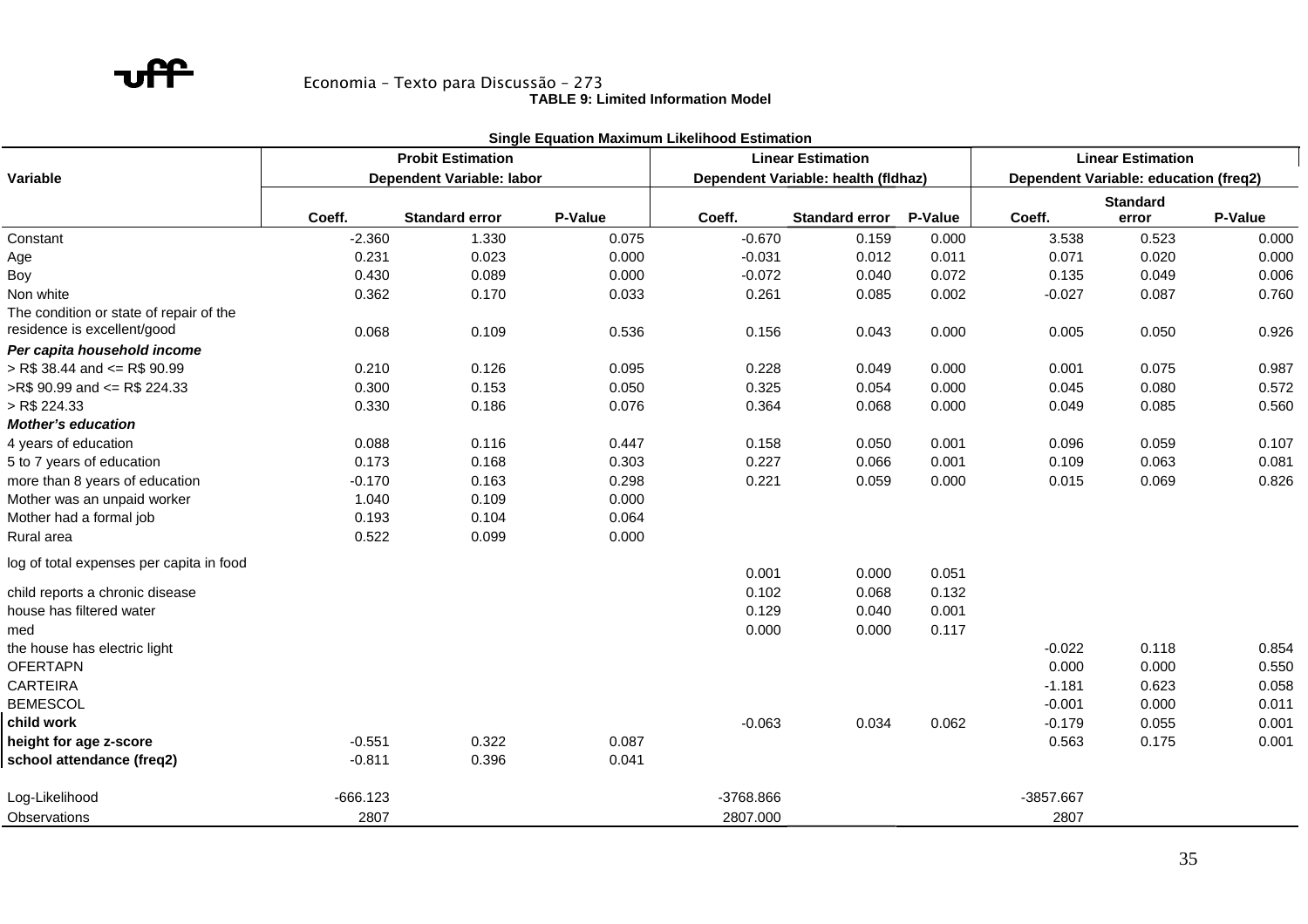**TABLE 9: Limited Information Model**

**Single Equation Maximum Likelihood Estimation**

| Variable | Probit Estimation<br>Dependent Variable: labor | | | Linear Estimation<br>Dependent Variable: health (fldhaz) | | | Linear Estimation<br>Dependent Variable: education (freq2) | | |
|---|---|---|---|---|---|---|---|---|---|
| | Coeff. | Standard error | P-Value | Coeff. | Standard error | P-Value | Coeff. | Standard error | P-Value |
| Constant | -2.360 | 1.330 | 0.075 | -0.670 | 0.159 | 0.000 | 3.538 | 0.523 | 0.000 |
| Age | 0.231 | 0.023 | 0.000 | -0.031 | 0.012 | 0.011 | 0.071 | 0.020 | 0.000 |
| Boy | 0.430 | 0.089 | 0.000 | -0.072 | 0.040 | 0.072 | 0.135 | 0.049 | 0.006 |
| Non white | 0.362 | 0.170 | 0.033 | 0.261 | 0.085 | 0.002 | -0.027 | 0.087 | 0.760 |
| The condition or state of repair of the residence is excellent/good | 0.068 | 0.109 | 0.536 | 0.156 | 0.043 | 0.000 | 0.005 | 0.050 | 0.926 |
| ***Per capita household income*** | | | | | | | | | |
| > R$ 38.44 and <= R$ 90.99 | 0.210 | 0.126 | 0.095 | 0.228 | 0.049 | 0.000 | 0.001 | 0.075 | 0.987 |
| >R$ 90.99 and <= R$ 224.33 | 0.300 | 0.153 | 0.050 | 0.325 | 0.054 | 0.000 | 0.045 | 0.080 | 0.572 |
| > R$ 224.33 | 0.330 | 0.186 | 0.076 | 0.364 | 0.068 | 0.000 | 0.049 | 0.085 | 0.560 |
| ***Mother's education*** | | | | | | | | | |
| 4 years of education | 0.088 | 0.116 | 0.447 | 0.158 | 0.050 | 0.001 | 0.096 | 0.059 | 0.107 |
| 5 to 7 years of education | 0.173 | 0.168 | 0.303 | 0.227 | 0.066 | 0.001 | 0.109 | 0.063 | 0.081 |
| more than 8 years of education | -0.170 | 0.163 | 0.298 | 0.221 | 0.059 | 0.000 | 0.015 | 0.069 | 0.826 |
| Mother was an unpaid worker | 1.040 | 0.109 | 0.000 | | | | | | |
| Mother had a formal job | 0.193 | 0.104 | 0.064 | | | | | | |
| Rural area | 0.522 | 0.099 | 0.000 | | | | | | |
| log of total expenses per capita in food | | | | 0.001 | 0.000 | 0.051 | | | |
| child reports a chronic disease | | | | 0.102 | 0.068 | 0.132 | | | |
| house has filtered water | | | | 0.129 | 0.040 | 0.001 | | | |
| med | | | | 0.000 | 0.000 | 0.117 | | | |
| the house has electric light | | | | | | | -0.022 | 0.118 | 0.854 |
| OFERTAPN | | | | | | | 0.000 | 0.000 | 0.550 |
| CARTEIRA | | | | | | | -1.181 | 0.623 | 0.058 |
| BEMESCOL | | | | | | | -0.001 | 0.000 | 0.011 |
| **child work** | | | | -0.063 | 0.034 | 0.062 | -0.179 | 0.055 | 0.001 |
| **height for age z-score** | -0.551 | 0.322 | 0.087 | | | | 0.563 | 0.175 | 0.001 |
| **school attendance (freq2)** | -0.811 | 0.396 | 0.041 | | | | | | |
| Log-Likelihood | -666.123 | | | -3768.866 | | | -3857.667 | | |
| Observations | 2807 | | | 2807.000 | | | 2807 | | |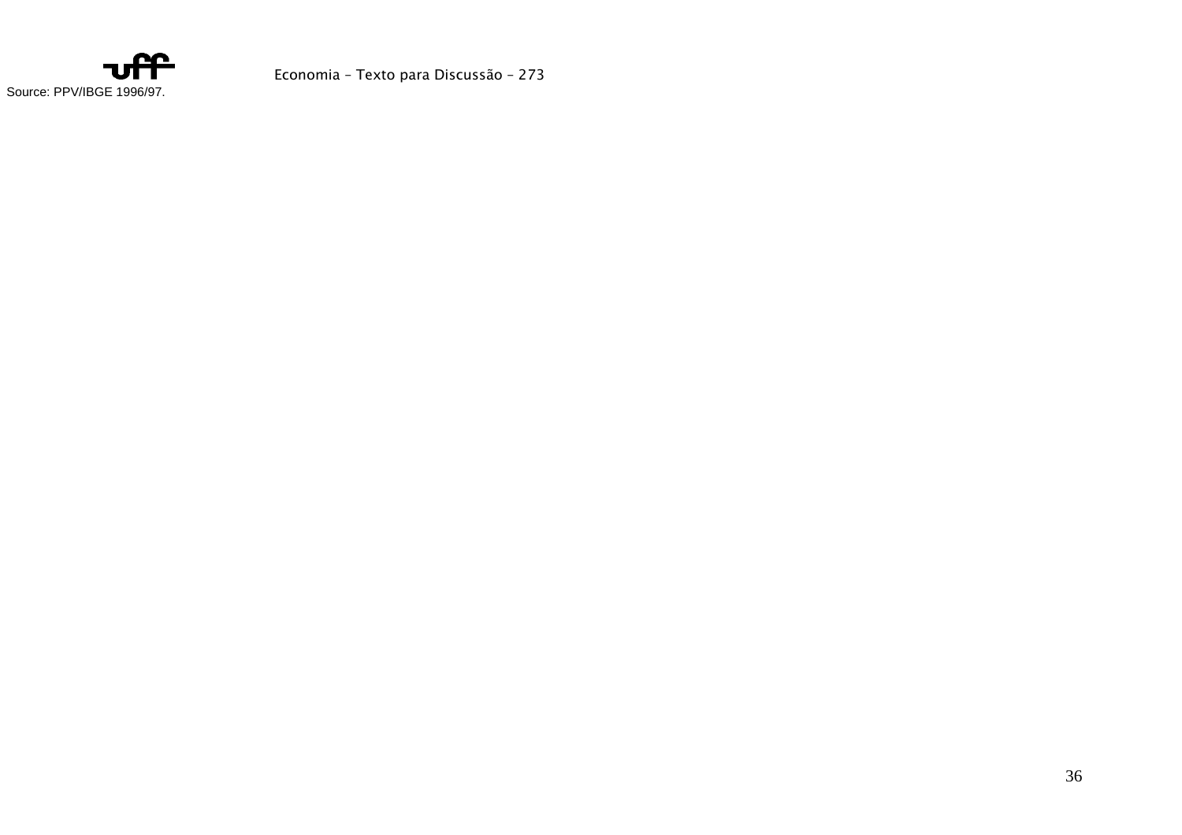Source: PPV/IBGE 1996/97.